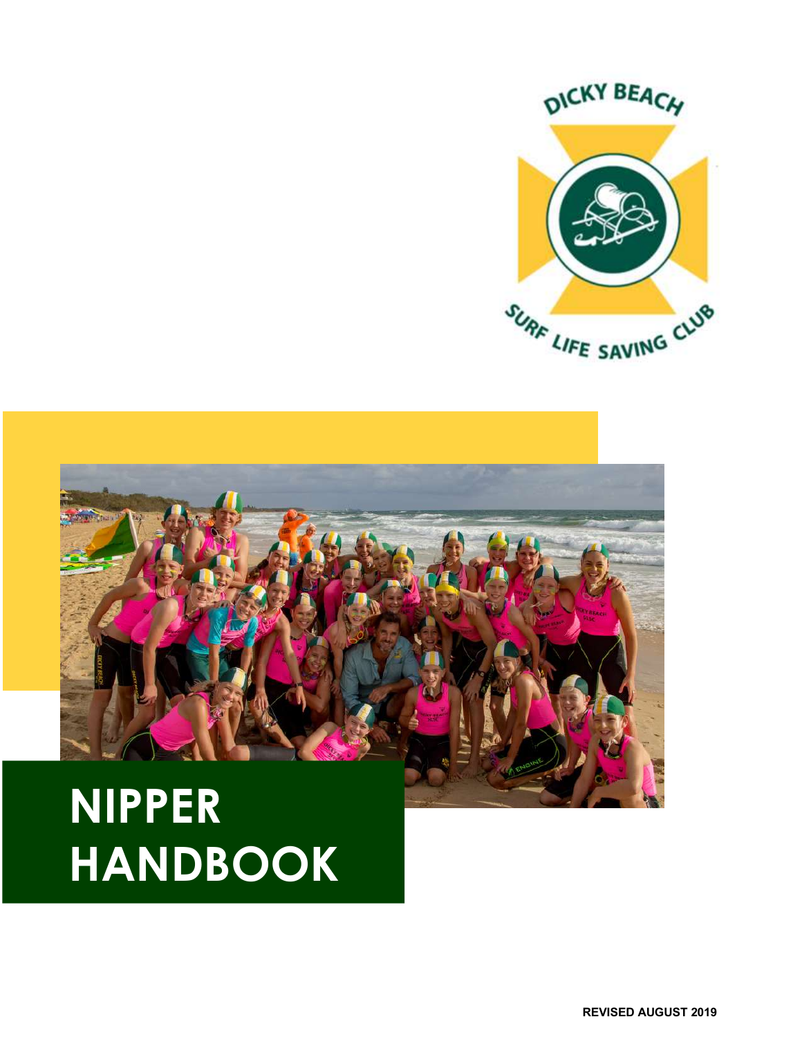DICKY BEACH SURF LIFE SAVING CLUB

# NIPPER HANDBOOK

REVISED AUGUST 2019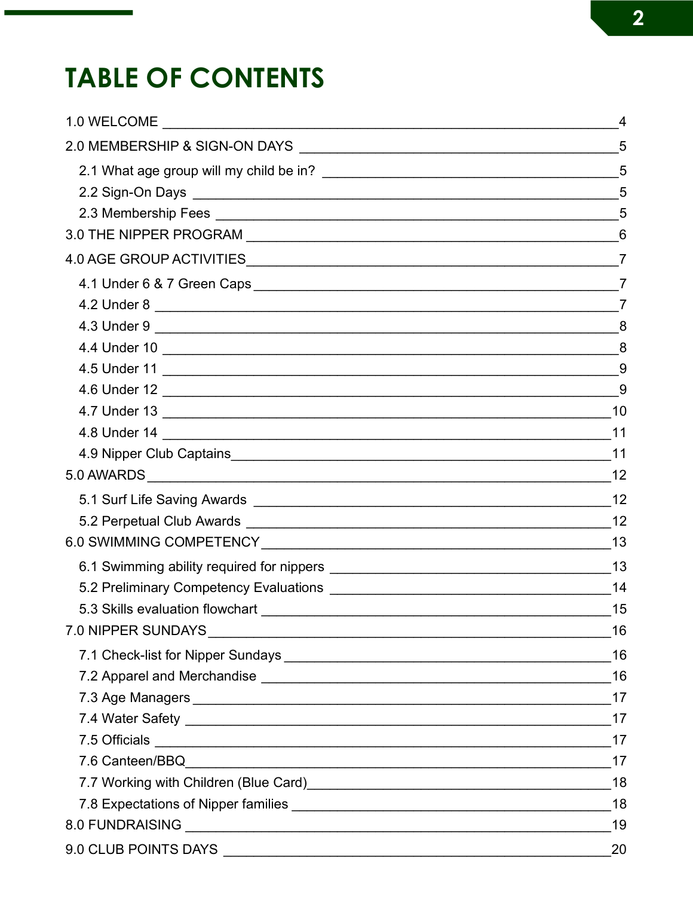# TABLE OF CONTENTS

1.0 WELCOME ____ 4

2.0 MEMBERSHIP & SIGN-ON DAYS ____ 5

- 2.1 What age group will my child be in? ____ 5
- 2.2 Sign-On Days ____ 5
- 2.3 Membership Fees ____ 5

3.0 THE NIPPER PROGRAM ____ 6

4.0 AGE GROUP ACTIVITIES ____ 7

- 4.1 Under 6 & 7 Green Caps ____ 7
- 4.2 Under 8 ____ 7
- 4.3 Under 9 ____ 8
- 4.4 Under 10 ____ 8
- 4.5 Under 11 ____ 9
- 4.6 Under 12 ____ 9
- 4.7 Under 13 ____ 10
- 4.8 Under 14 ____ 11
- 4.9 Nipper Club Captains ____ 11

5.0 AWARDS ____ 12

- 5.1 Surf Life Saving Awards ____ 12
- 5.2 Perpetual Club Awards ____ 12

6.0 SWIMMING COMPETENCY ____ 13

- 6.1 Swimming ability required for nippers ____ 13
- 5.2 Preliminary Competency Evaluations ____ 14
- 5.3 Skills evaluation flowchart ____ 15

7.0 NIPPER SUNDAYS ____ 16

- 7.1 Check-list for Nipper Sundays ____ 16
- 7.2 Apparel and Merchandise ____ 16
- 7.3 Age Managers ____ 17
- 7.4 Water Safety ____ 17
- 7.5 Officials ____ 17
- 7.6 Canteen/BBQ ____ 17
- 7.7 Working with Children (Blue Card) ____ 18
- 7.8 Expectations of Nipper families ____ 18

8.0 FUNDRAISING ____ 19

9.0 CLUB POINTS DAYS ____ 20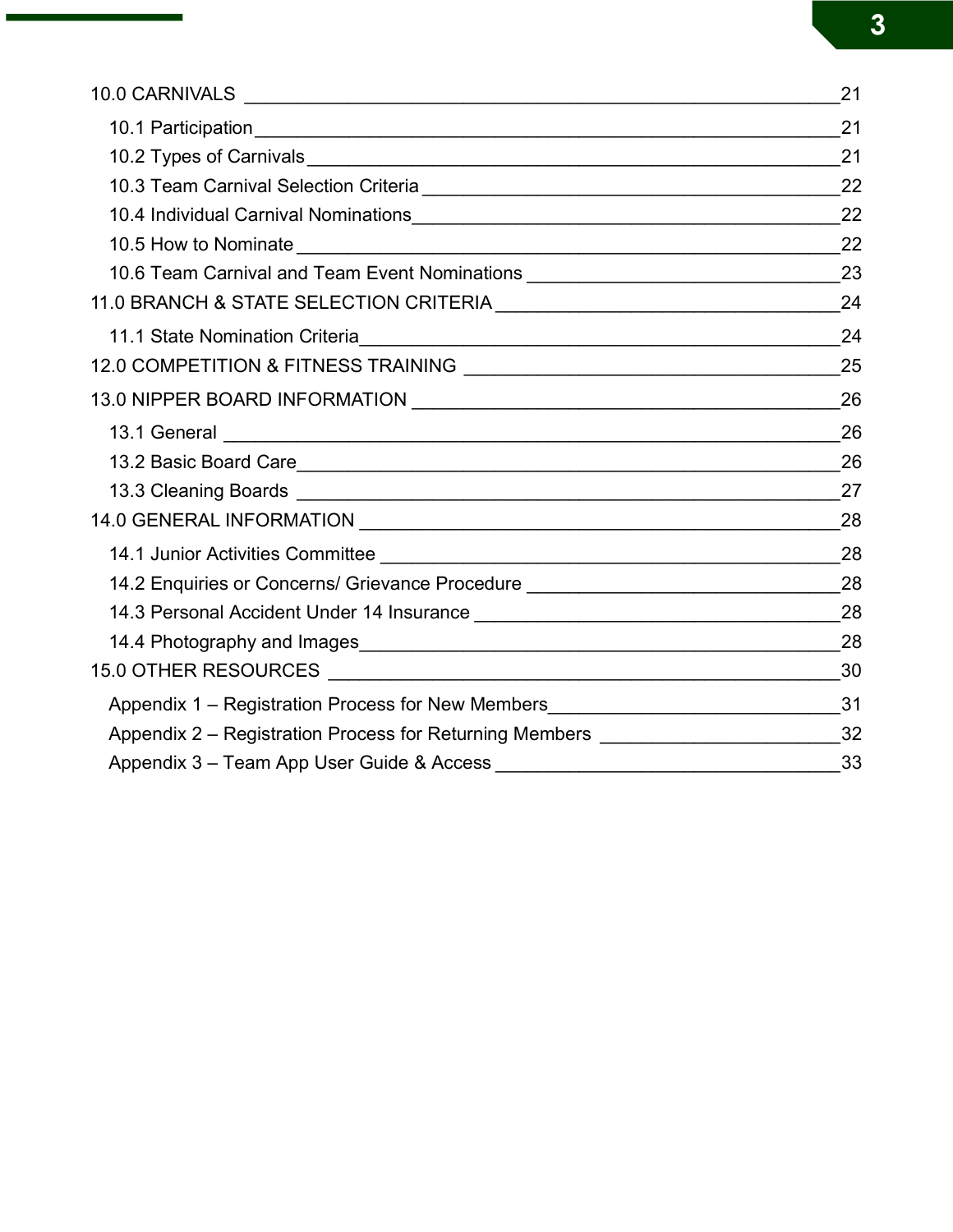10.0 CARNIVALS ______________________________________________ 21

- 10.1 Participation ______________________________________________ 21
- 10.2 Types of Carnivals ______________________________________________ 21
- 10.3 Team Carnival Selection Criteria ______________________________________________ 22
- 10.4 Individual Carnival Nominations ______________________________________________ 22
- 10.5 How to Nominate ______________________________________________ 22
- 10.6 Team Carnival and Team Event Nominations ______________________________________________ 23

11.0 BRANCH & STATE SELECTION CRITERIA ______________________________________________ 24

- 11.1 State Nomination Criteria ______________________________________________ 24

12.0 COMPETITION & FITNESS TRAINING ______________________________________________ 25

13.0 NIPPER BOARD INFORMATION ______________________________________________ 26

- 13.1 General ______________________________________________ 26
- 13.2 Basic Board Care ______________________________________________ 26
- 13.3 Cleaning Boards ______________________________________________ 27

14.0 GENERAL INFORMATION ______________________________________________ 28

- 14.1 Junior Activities Committee ______________________________________________ 28
- 14.2 Enquiries or Concerns/ Grievance Procedure ______________________________________________ 28
- 14.3 Personal Accident Under 14 Insurance ______________________________________________ 28
- 14.4 Photography and Images ______________________________________________ 28

15.0 OTHER RESOURCES ______________________________________________ 30

- Appendix 1 – Registration Process for New Members ______________________________________________ 31
- Appendix 2 – Registration Process for Returning Members ______________________________________________ 32
- Appendix 3 – Team App User Guide & Access ______________________________________________ 33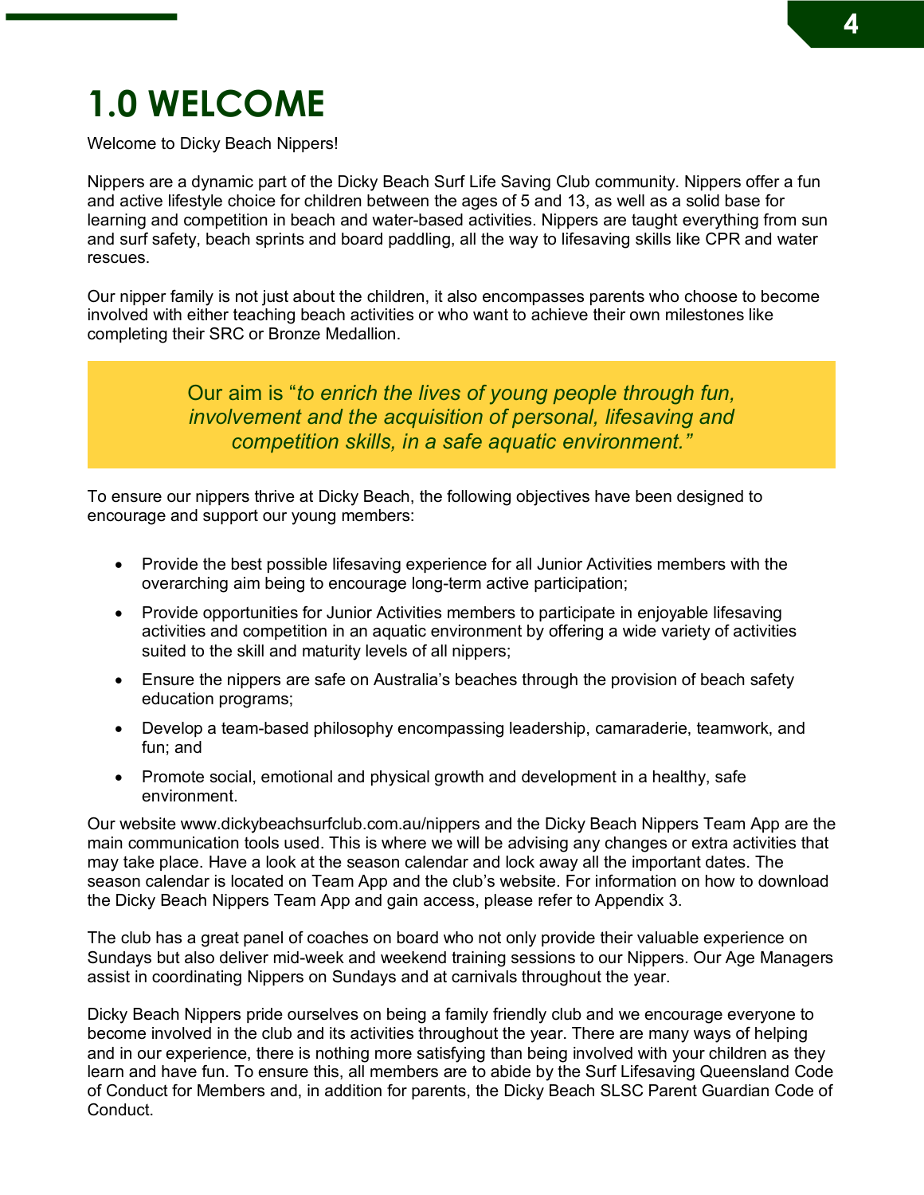# 1.0 WELCOME

Welcome to Dicky Beach Nippers!

Nippers are a dynamic part of the Dicky Beach Surf Life Saving Club community. Nippers offer a fun and active lifestyle choice for children between the ages of 5 and 13, as well as a solid base for learning and competition in beach and water-based activities. Nippers are taught everything from sun and surf safety, beach sprints and board paddling, all the way to lifesaving skills like CPR and water rescues.

Our nipper family is not just about the children, it also encompasses parents who choose to become involved with either teaching beach activities or who want to achieve their own milestones like completing their SRC or Bronze Medallion.

> Our aim is "*to enrich the lives of young people through fun, involvement and the acquisition of personal, lifesaving and competition skills, in a safe aquatic environment.*"

To ensure our nippers thrive at Dicky Beach, the following objectives have been designed to encourage and support our young members:

- Provide the best possible lifesaving experience for all Junior Activities members with the overarching aim being to encourage long-term active participation;
- Provide opportunities for Junior Activities members to participate in enjoyable lifesaving activities and competition in an aquatic environment by offering a wide variety of activities suited to the skill and maturity levels of all nippers;
- Ensure the nippers are safe on Australia's beaches through the provision of beach safety education programs;
- Develop a team-based philosophy encompassing leadership, camaraderie, teamwork, and fun; and
- Promote social, emotional and physical growth and development in a healthy, safe environment.

Our website www.dickybeachsurfclub.com.au/nippers and the Dicky Beach Nippers Team App are the main communication tools used. This is where we will be advising any changes or extra activities that may take place. Have a look at the season calendar and lock away all the important dates. The season calendar is located on Team App and the club's website. For information on how to download the Dicky Beach Nippers Team App and gain access, please refer to Appendix 3.

The club has a great panel of coaches on board who not only provide their valuable experience on Sundays but also deliver mid-week and weekend training sessions to our Nippers. Our Age Managers assist in coordinating Nippers on Sundays and at carnivals throughout the year.

Dicky Beach Nippers pride ourselves on being a family friendly club and we encourage everyone to become involved in the club and its activities throughout the year. There are many ways of helping and in our experience, there is nothing more satisfying than being involved with your children as they learn and have fun. To ensure this, all members are to abide by the Surf Lifesaving Queensland Code of Conduct for Members and, in addition for parents, the Dicky Beach SLSC Parent Guardian Code of Conduct.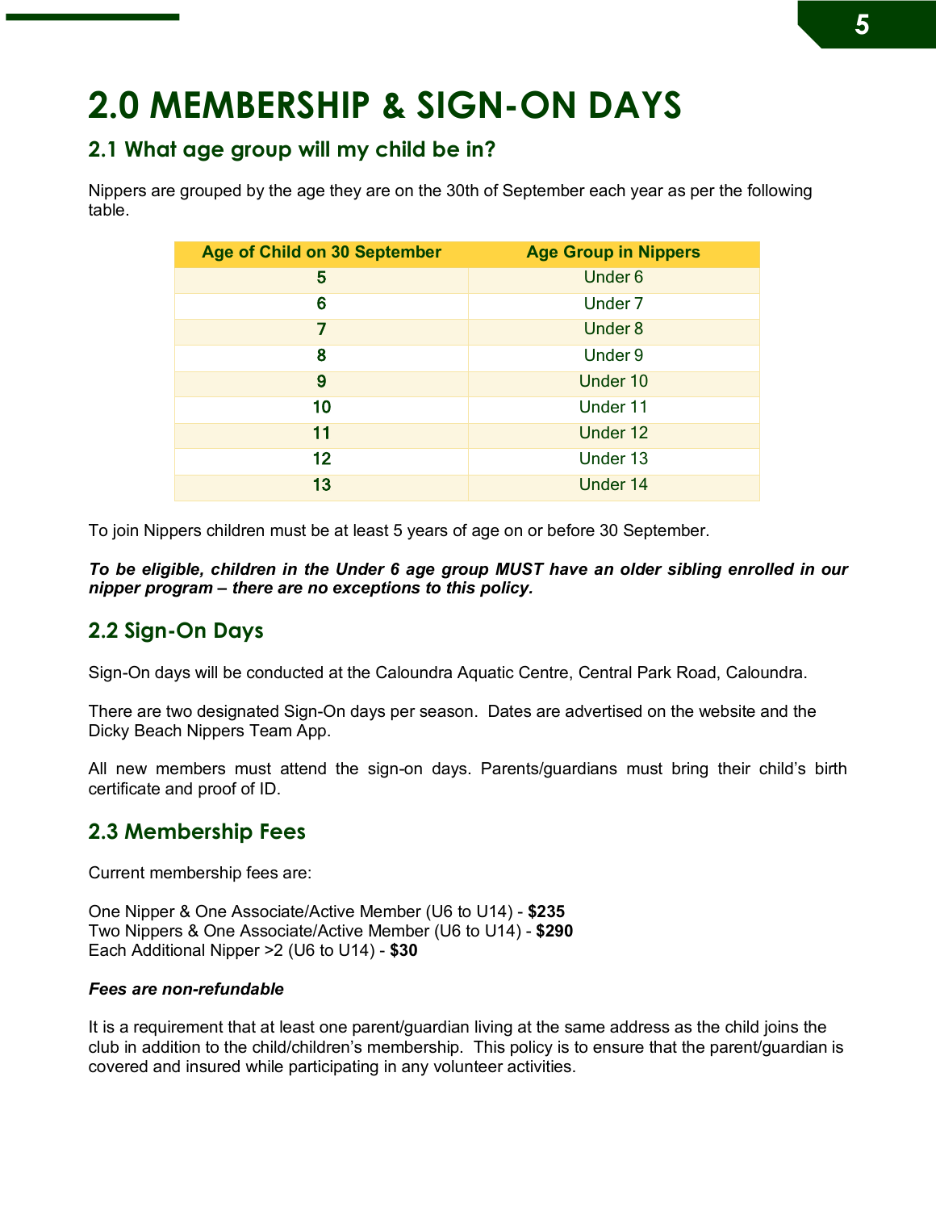# 2.0 MEMBERSHIP & SIGN-ON DAYS

## 2.1 What age group will my child be in?

Nippers are grouped by the age they are on the 30th of September each year as per the following table.

| Age of Child on 30 September | Age Group in Nippers |
|---|---|
| 5 | Under 6 |
| 6 | Under 7 |
| 7 | Under 8 |
| 8 | Under 9 |
| 9 | Under 10 |
| 10 | Under 11 |
| 11 | Under 12 |
| 12 | Under 13 |
| 13 | Under 14 |

To join Nippers children must be at least 5 years of age on or before 30 September.

***To be eligible, children in the Under 6 age group MUST have an older sibling enrolled in our nipper program – there are no exceptions to this policy.***

## 2.2 Sign-On Days

Sign-On days will be conducted at the Caloundra Aquatic Centre, Central Park Road, Caloundra.

There are two designated Sign-On days per season. Dates are advertised on the website and the Dicky Beach Nippers Team App.

All new members must attend the sign-on days. Parents/guardians must bring their child's birth certificate and proof of ID.

## 2.3 Membership Fees

Current membership fees are:

One Nipper & One Associate/Active Member (U6 to U14) - **$235**
Two Nippers & One Associate/Active Member (U6 to U14) - **$290**
Each Additional Nipper >2 (U6 to U14) - **$30**

***Fees are non-refundable***

It is a requirement that at least one parent/guardian living at the same address as the child joins the club in addition to the child/children's membership. This policy is to ensure that the parent/guardian is covered and insured while participating in any volunteer activities.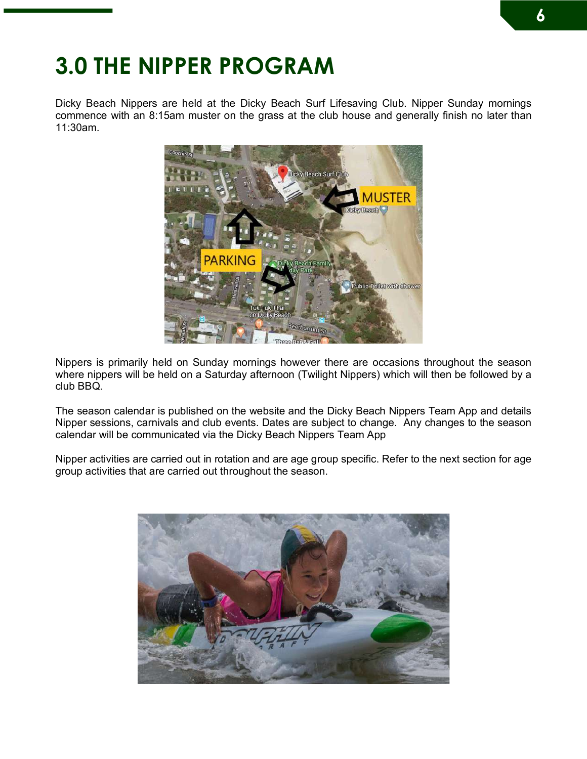# 3.0 THE NIPPER PROGRAM

Dicky Beach Nippers are held at the Dicky Beach Surf Lifesaving Club. Nipper Sunday mornings commence with an 8:15am muster on the grass at the club house and generally finish no later than 11:30am.

Nippers is primarily held on Sunday mornings however there are occasions throughout the season where nippers will be held on a Saturday afternoon (Twilight Nippers) which will then be followed by a club BBQ.

The season calendar is published on the website and the Dicky Beach Nippers Team App and details Nipper sessions, carnivals and club events. Dates are subject to change. Any changes to the season calendar will be communicated via the Dicky Beach Nippers Team App

Nipper activities are carried out in rotation and are age group specific. Refer to the next section for age group activities that are carried out throughout the season.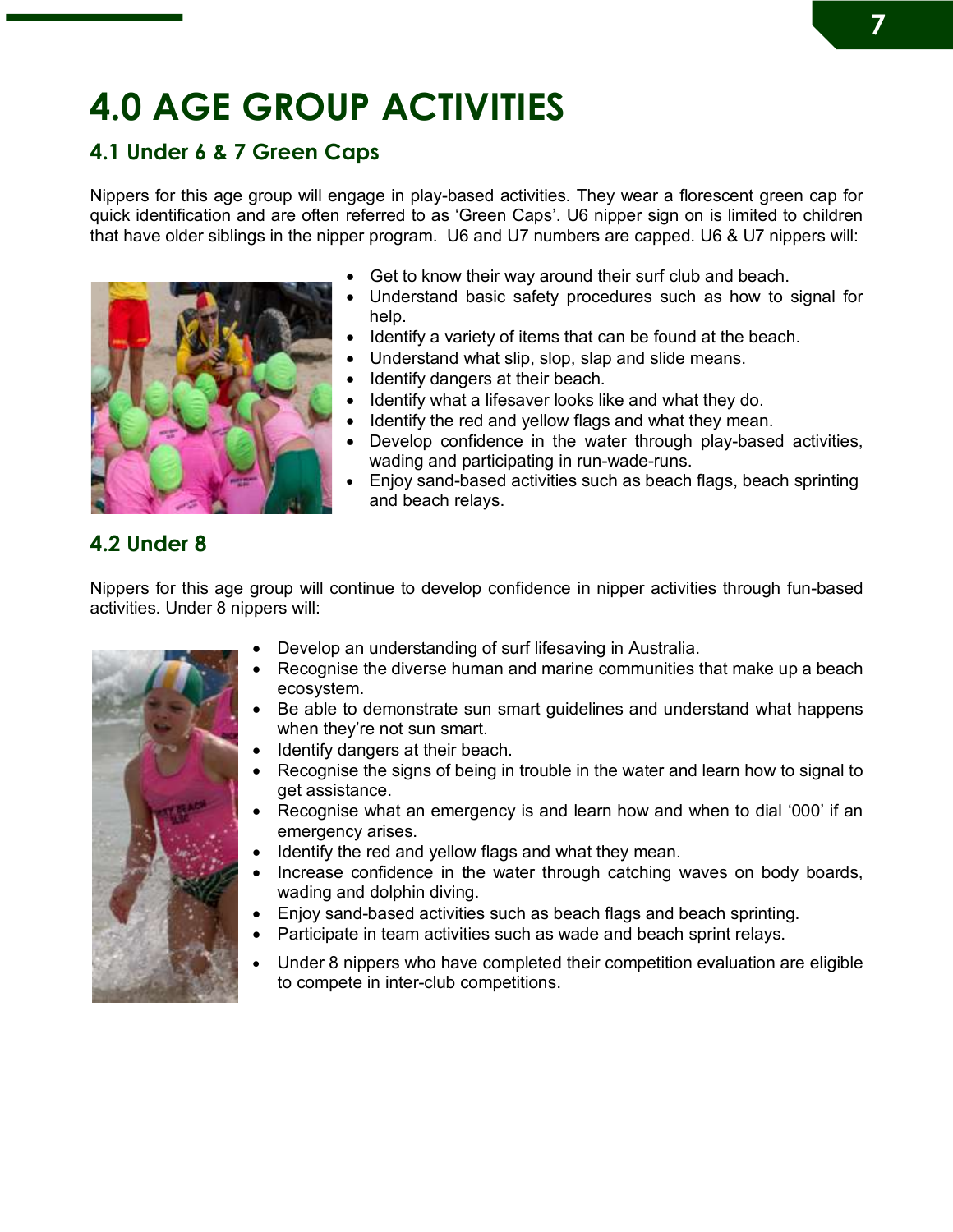# 4.0 AGE GROUP ACTIVITIES

## 4.1 Under 6 & 7 Green Caps

Nippers for this age group will engage in play-based activities. They wear a florescent green cap for quick identification and are often referred to as 'Green Caps'. U6 nipper sign on is limited to children that have older siblings in the nipper program. U6 and U7 numbers are capped. U6 & U7 nippers will:

- Get to know their way around their surf club and beach.
- Understand basic safety procedures such as how to signal for help.
- Identify a variety of items that can be found at the beach.
- Understand what slip, slop, slap and slide means.
- Identify dangers at their beach.
- Identify what a lifesaver looks like and what they do.
- Identify the red and yellow flags and what they mean.
- Develop confidence in the water through play-based activities, wading and participating in run-wade-runs.
- Enjoy sand-based activities such as beach flags, beach sprinting and beach relays.

## 4.2 Under 8

Nippers for this age group will continue to develop confidence in nipper activities through fun-based activities. Under 8 nippers will:

- Develop an understanding of surf lifesaving in Australia.
- Recognise the diverse human and marine communities that make up a beach ecosystem.
- Be able to demonstrate sun smart guidelines and understand what happens when they're not sun smart.
- Identify dangers at their beach.
- Recognise the signs of being in trouble in the water and learn how to signal to get assistance.
- Recognise what an emergency is and learn how and when to dial '000' if an emergency arises.
- Identify the red and yellow flags and what they mean.
- Increase confidence in the water through catching waves on body boards, wading and dolphin diving.
- Enjoy sand-based activities such as beach flags and beach sprinting.
- Participate in team activities such as wade and beach sprint relays.
- Under 8 nippers who have completed their competition evaluation are eligible to compete in inter-club competitions.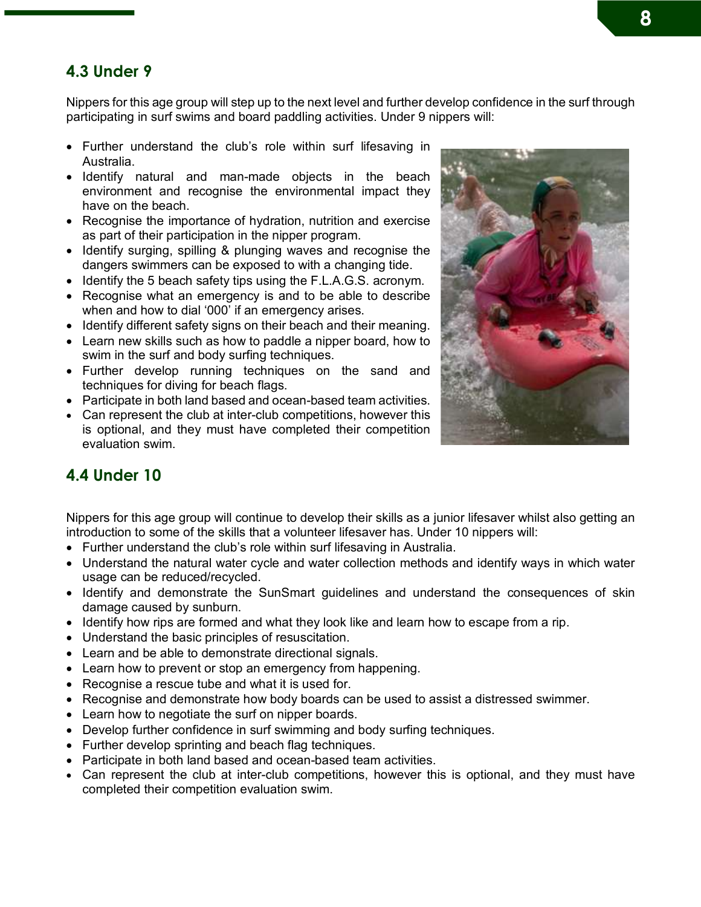## 4.3 Under 9

Nippers for this age group will step up to the next level and further develop confidence in the surf through participating in surf swims and board paddling activities. Under 9 nippers will:

- Further understand the club's role within surf lifesaving in Australia.
- Identify natural and man-made objects in the beach environment and recognise the environmental impact they have on the beach.
- Recognise the importance of hydration, nutrition and exercise as part of their participation in the nipper program.
- Identify surging, spilling & plunging waves and recognise the dangers swimmers can be exposed to with a changing tide.
- Identify the 5 beach safety tips using the F.L.A.G.S. acronym.
- Recognise what an emergency is and to be able to describe when and how to dial '000' if an emergency arises.
- Identify different safety signs on their beach and their meaning.
- Learn new skills such as how to paddle a nipper board, how to swim in the surf and body surfing techniques.
- Further develop running techniques on the sand and techniques for diving for beach flags.
- Participate in both land based and ocean-based team activities.
- Can represent the club at inter-club competitions, however this is optional, and they must have completed their competition evaluation swim.

## 4.4 Under 10

Nippers for this age group will continue to develop their skills as a junior lifesaver whilst also getting an introduction to some of the skills that a volunteer lifesaver has. Under 10 nippers will:

- Further understand the club's role within surf lifesaving in Australia.
- Understand the natural water cycle and water collection methods and identify ways in which water usage can be reduced/recycled.
- Identify and demonstrate the SunSmart guidelines and understand the consequences of skin damage caused by sunburn.
- Identify how rips are formed and what they look like and learn how to escape from a rip.
- Understand the basic principles of resuscitation.
- Learn and be able to demonstrate directional signals.
- Learn how to prevent or stop an emergency from happening.
- Recognise a rescue tube and what it is used for.
- Recognise and demonstrate how body boards can be used to assist a distressed swimmer.
- Learn how to negotiate the surf on nipper boards.
- Develop further confidence in surf swimming and body surfing techniques.
- Further develop sprinting and beach flag techniques.
- Participate in both land based and ocean-based team activities.
- Can represent the club at inter-club competitions, however this is optional, and they must have completed their competition evaluation swim.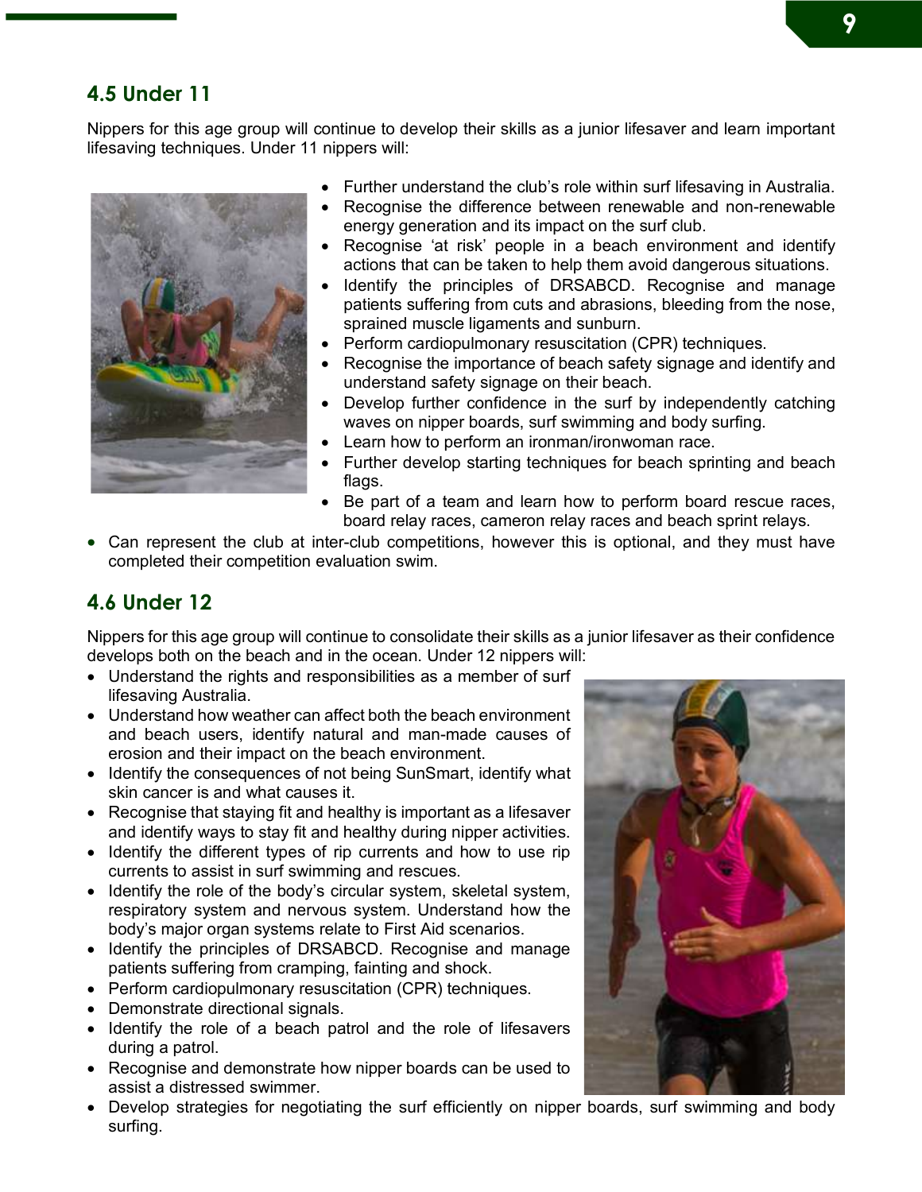## 4.5 Under 11

Nippers for this age group will continue to develop their skills as a junior lifesaver and learn important lifesaving techniques. Under 11 nippers will:

- Further understand the club's role within surf lifesaving in Australia.
- Recognise the difference between renewable and non-renewable energy generation and its impact on the surf club.
- Recognise 'at risk' people in a beach environment and identify actions that can be taken to help them avoid dangerous situations.
- Identify the principles of DRSABCD. Recognise and manage patients suffering from cuts and abrasions, bleeding from the nose, sprained muscle ligaments and sunburn.
- Perform cardiopulmonary resuscitation (CPR) techniques.
- Recognise the importance of beach safety signage and identify and understand safety signage on their beach.
- Develop further confidence in the surf by independently catching waves on nipper boards, surf swimming and body surfing.
- Learn how to perform an ironman/ironwoman race.
- Further develop starting techniques for beach sprinting and beach flags.
- Be part of a team and learn how to perform board rescue races, board relay races, cameron relay races and beach sprint relays.
- Can represent the club at inter-club competitions, however this is optional, and they must have completed their competition evaluation swim.

## 4.6 Under 12

Nippers for this age group will continue to consolidate their skills as a junior lifesaver as their confidence develops both on the beach and in the ocean. Under 12 nippers will:

- Understand the rights and responsibilities as a member of surf lifesaving Australia.
- Understand how weather can affect both the beach environment and beach users, identify natural and man-made causes of erosion and their impact on the beach environment.
- Identify the consequences of not being SunSmart, identify what skin cancer is and what causes it.
- Recognise that staying fit and healthy is important as a lifesaver and identify ways to stay fit and healthy during nipper activities.
- Identify the different types of rip currents and how to use rip currents to assist in surf swimming and rescues.
- Identify the role of the body's circular system, skeletal system, respiratory system and nervous system. Understand how the body's major organ systems relate to First Aid scenarios.
- Identify the principles of DRSABCD. Recognise and manage patients suffering from cramping, fainting and shock.
- Perform cardiopulmonary resuscitation (CPR) techniques.
- Demonstrate directional signals.
- Identify the role of a beach patrol and the role of lifesavers during a patrol.
- Recognise and demonstrate how nipper boards can be used to assist a distressed swimmer.
- Develop strategies for negotiating the surf efficiently on nipper boards, surf swimming and body surfing.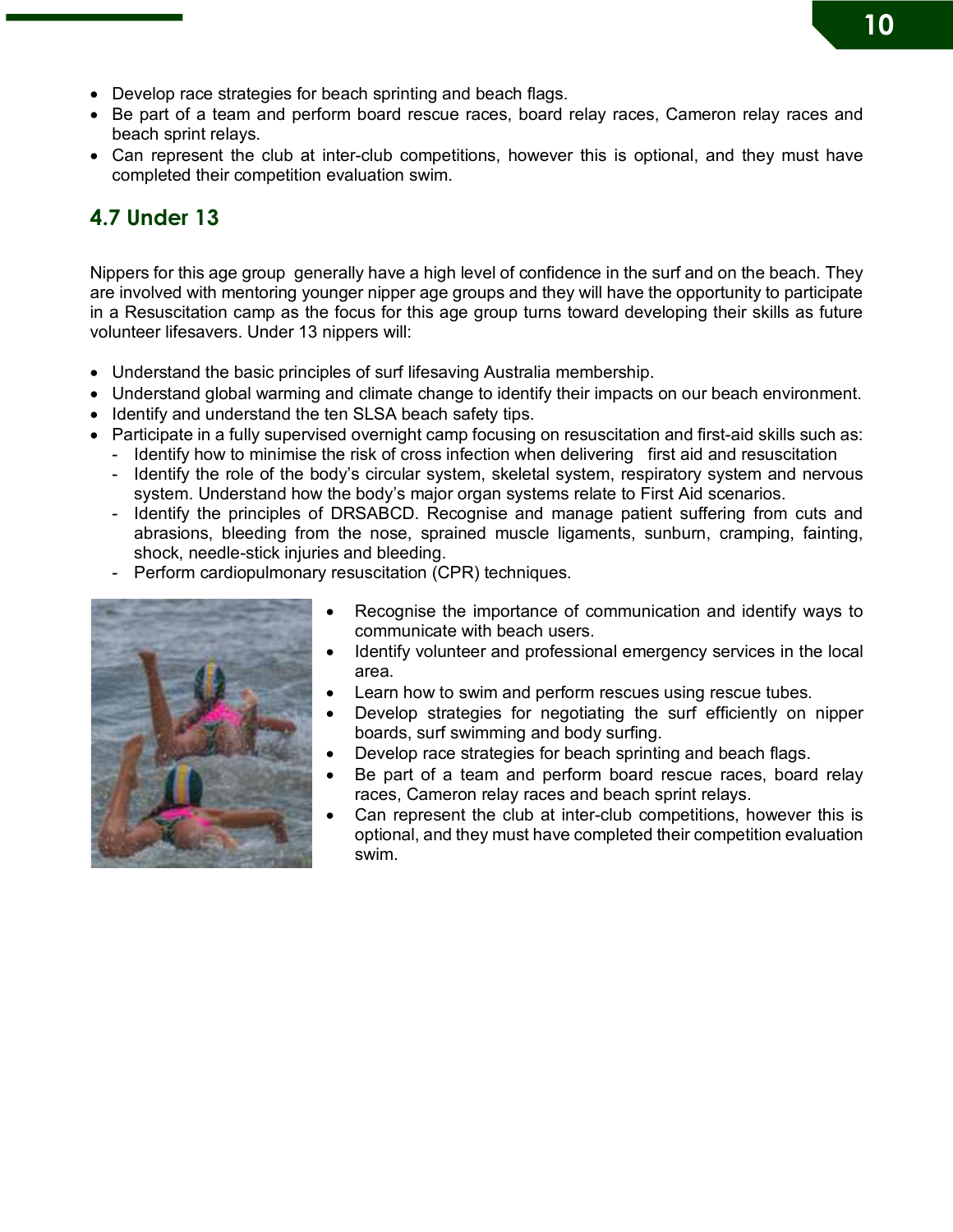- Develop race strategies for beach sprinting and beach flags.
- Be part of a team and perform board rescue races, board relay races, Cameron relay races and beach sprint relays.
- Can represent the club at inter-club competitions, however this is optional, and they must have completed their competition evaluation swim.

## 4.7 Under 13

Nippers for this age group generally have a high level of confidence in the surf and on the beach. They are involved with mentoring younger nipper age groups and they will have the opportunity to participate in a Resuscitation camp as the focus for this age group turns toward developing their skills as future volunteer lifesavers. Under 13 nippers will:

- Understand the basic principles of surf lifesaving Australia membership.
- Understand global warming and climate change to identify their impacts on our beach environment.
- Identify and understand the ten SLSA beach safety tips.
- Participate in a fully supervised overnight camp focusing on resuscitation and first-aid skills such as:
  - Identify how to minimise the risk of cross infection when delivering first aid and resuscitation
  - Identify the role of the body's circular system, skeletal system, respiratory system and nervous system. Understand how the body's major organ systems relate to First Aid scenarios.
  - Identify the principles of DRSABCD. Recognise and manage patient suffering from cuts and abrasions, bleeding from the nose, sprained muscle ligaments, sunburn, cramping, fainting, shock, needle-stick injuries and bleeding.
  - Perform cardiopulmonary resuscitation (CPR) techniques.
- Recognise the importance of communication and identify ways to communicate with beach users.
- Identify volunteer and professional emergency services in the local area.
- Learn how to swim and perform rescues using rescue tubes.
- Develop strategies for negotiating the surf efficiently on nipper boards, surf swimming and body surfing.
- Develop race strategies for beach sprinting and beach flags.
- Be part of a team and perform board rescue races, board relay races, Cameron relay races and beach sprint relays.
- Can represent the club at inter-club competitions, however this is optional, and they must have completed their competition evaluation swim.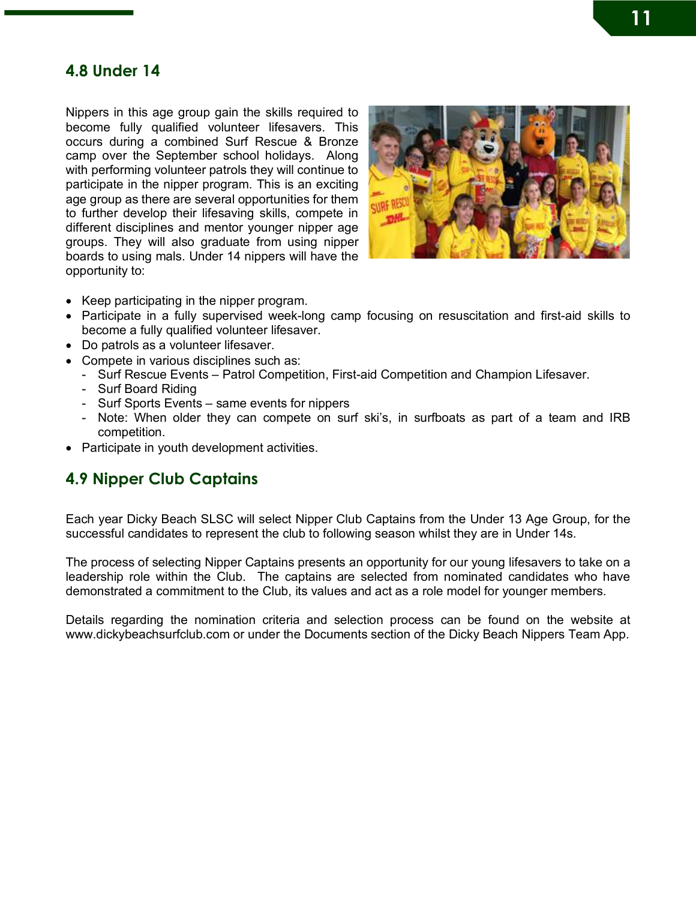## 4.8 Under 14

Nippers in this age group gain the skills required to become fully qualified volunteer lifesavers. This occurs during a combined Surf Rescue & Bronze camp over the September school holidays. Along with performing volunteer patrols they will continue to participate in the nipper program. This is an exciting age group as there are several opportunities for them to further develop their lifesaving skills, compete in different disciplines and mentor younger nipper age groups. They will also graduate from using nipper boards to using mals. Under 14 nippers will have the opportunity to:

- Keep participating in the nipper program.
- Participate in a fully supervised week-long camp focusing on resuscitation and first-aid skills to become a fully qualified volunteer lifesaver.
- Do patrols as a volunteer lifesaver.
- Compete in various disciplines such as:
  - Surf Rescue Events – Patrol Competition, First-aid Competition and Champion Lifesaver.
  - Surf Board Riding
  - Surf Sports Events – same events for nippers
  - Note: When older they can compete on surf ski's, in surfboats as part of a team and IRB competition.
- Participate in youth development activities.

## 4.9 Nipper Club Captains

Each year Dicky Beach SLSC will select Nipper Club Captains from the Under 13 Age Group, for the successful candidates to represent the club to following season whilst they are in Under 14s.

The process of selecting Nipper Captains presents an opportunity for our young lifesavers to take on a leadership role within the Club. The captains are selected from nominated candidates who have demonstrated a commitment to the Club, its values and act as a role model for younger members.

Details regarding the nomination criteria and selection process can be found on the website at www.dickybeachsurfclub.com or under the Documents section of the Dicky Beach Nippers Team App.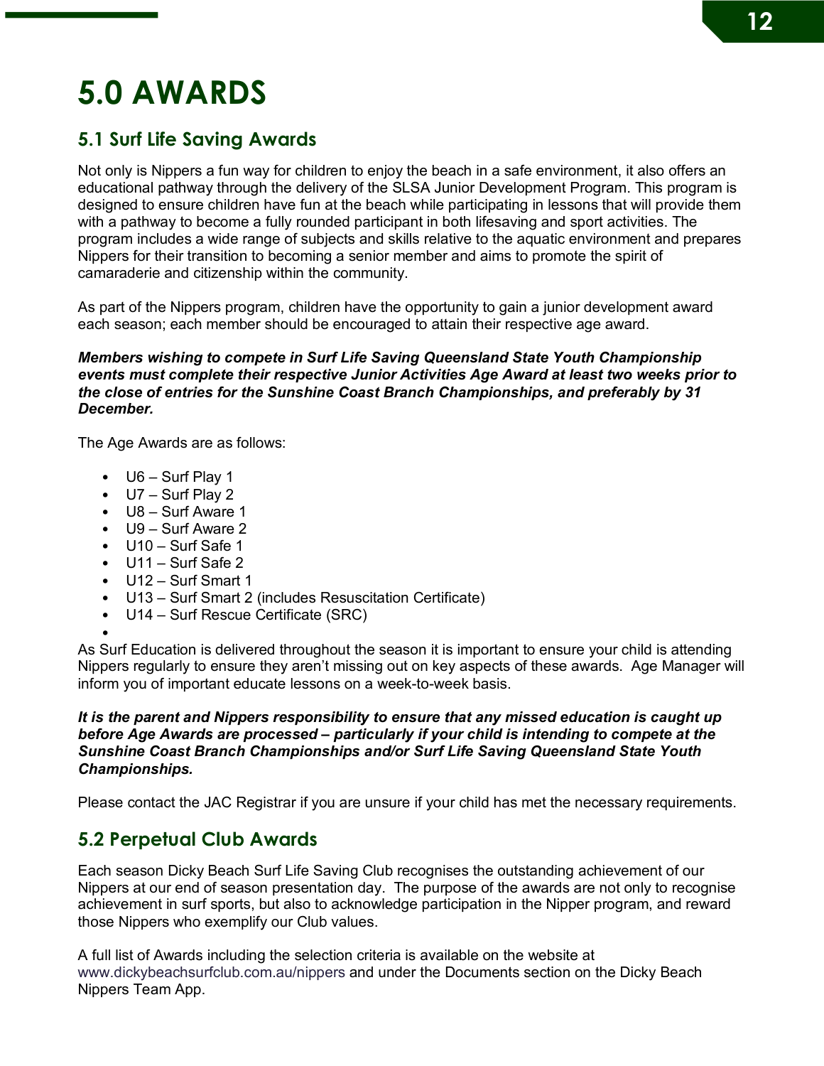# 5.0 AWARDS

## 5.1 Surf Life Saving Awards

Not only is Nippers a fun way for children to enjoy the beach in a safe environment, it also offers an educational pathway through the delivery of the SLSA Junior Development Program. This program is designed to ensure children have fun at the beach while participating in lessons that will provide them with a pathway to become a fully rounded participant in both lifesaving and sport activities. The program includes a wide range of subjects and skills relative to the aquatic environment and prepares Nippers for their transition to becoming a senior member and aims to promote the spirit of camaraderie and citizenship within the community.

As part of the Nippers program, children have the opportunity to gain a junior development award each season; each member should be encouraged to attain their respective age award.

***Members wishing to compete in Surf Life Saving Queensland State Youth Championship events must complete their respective Junior Activities Age Award at least two weeks prior to the close of entries for the Sunshine Coast Branch Championships, and preferably by 31 December.***

The Age Awards are as follows:

- U6 – Surf Play 1
- U7 – Surf Play 2
- U8 – Surf Aware 1
- U9 – Surf Aware 2
- U10 – Surf Safe 1
- U11 – Surf Safe 2
- U12 – Surf Smart 1
- U13 – Surf Smart 2 (includes Resuscitation Certificate)
- U14 – Surf Rescue Certificate (SRC)

As Surf Education is delivered throughout the season it is important to ensure your child is attending Nippers regularly to ensure they aren't missing out on key aspects of these awards. Age Manager will inform you of important educate lessons on a week-to-week basis.

***It is the parent and Nippers responsibility to ensure that any missed education is caught up before Age Awards are processed – particularly if your child is intending to compete at the Sunshine Coast Branch Championships and/or Surf Life Saving Queensland State Youth Championships.***

Please contact the JAC Registrar if you are unsure if your child has met the necessary requirements.

## 5.2 Perpetual Club Awards

Each season Dicky Beach Surf Life Saving Club recognises the outstanding achievement of our Nippers at our end of season presentation day. The purpose of the awards are not only to recognise achievement in surf sports, but also to acknowledge participation in the Nipper program, and reward those Nippers who exemplify our Club values.

A full list of Awards including the selection criteria is available on the website at www.dickybeachsurfclub.com.au/nippers and under the Documents section on the Dicky Beach Nippers Team App.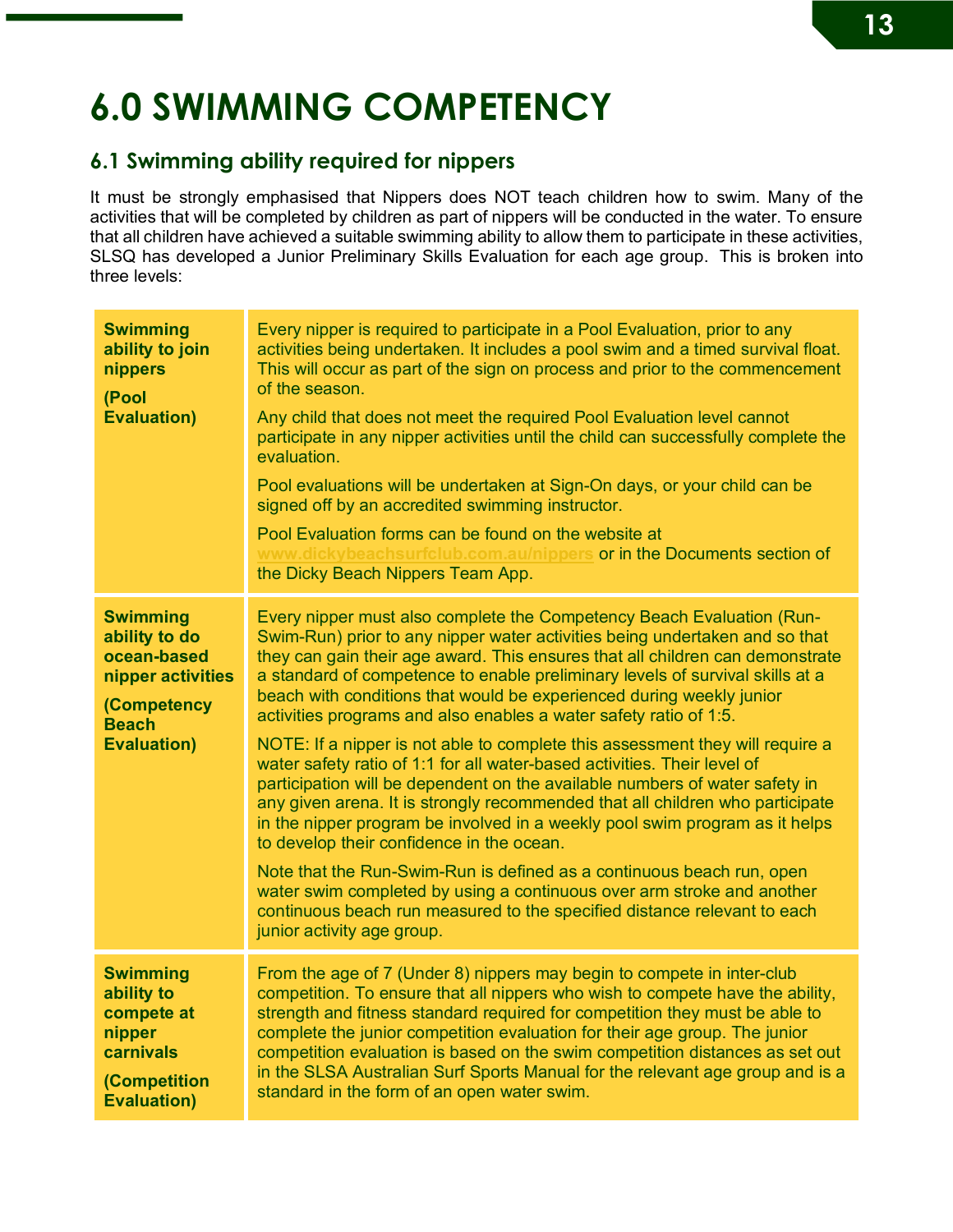# 6.0 SWIMMING COMPETENCY

## 6.1 Swimming ability required for nippers

It must be strongly emphasised that Nippers does NOT teach children how to swim. Many of the activities that will be completed by children as part of nippers will be conducted in the water. To ensure that all children have achieved a suitable swimming ability to allow them to participate in these activities, SLSQ has developed a Junior Preliminary Skills Evaluation for each age group. This is broken into three levels:

| | |
|---|---|
| **Swimming ability to join nippers** <br><br> **(Pool Evaluation)** | Every nipper is required to participate in a Pool Evaluation, prior to any activities being undertaken. It includes a pool swim and a timed survival float. This will occur as part of the sign on process and prior to the commencement of the season. <br><br> Any child that does not meet the required Pool Evaluation level cannot participate in any nipper activities until the child can successfully complete the evaluation. <br><br> Pool evaluations will be undertaken at Sign-On days, or your child can be signed off by an accredited swimming instructor. <br><br> Pool Evaluation forms can be found on the website at www.dickybeachsurfclub.com.au/nippers or in the Documents section of the Dicky Beach Nippers Team App. |
| **Swimming ability to do ocean-based nipper activities** <br><br> **(Competency Beach Evaluation)** | Every nipper must also complete the Competency Beach Evaluation (Run-Swim-Run) prior to any nipper water activities being undertaken and so that they can gain their age award. This ensures that all children can demonstrate a standard of competence to enable preliminary levels of survival skills at a beach with conditions that would be experienced during weekly junior activities programs and also enables a water safety ratio of 1:5. <br><br> NOTE: If a nipper is not able to complete this assessment they will require a water safety ratio of 1:1 for all water-based activities. Their level of participation will be dependent on the available numbers of water safety in any given arena. It is strongly recommended that all children who participate in the nipper program be involved in a weekly pool swim program as it helps to develop their confidence in the ocean. <br><br> Note that the Run-Swim-Run is defined as a continuous beach run, open water swim completed by using a continuous over arm stroke and another continuous beach run measured to the specified distance relevant to each junior activity age group. |
| **Swimming ability to compete at nipper carnivals** <br><br> **(Competition Evaluation)** | From the age of 7 (Under 8) nippers may begin to compete in inter-club competition. To ensure that all nippers who wish to compete have the ability, strength and fitness standard required for competition they must be able to complete the junior competition evaluation for their age group. The junior competition evaluation is based on the swim competition distances as set out in the SLSA Australian Surf Sports Manual for the relevant age group and is a standard in the form of an open water swim. |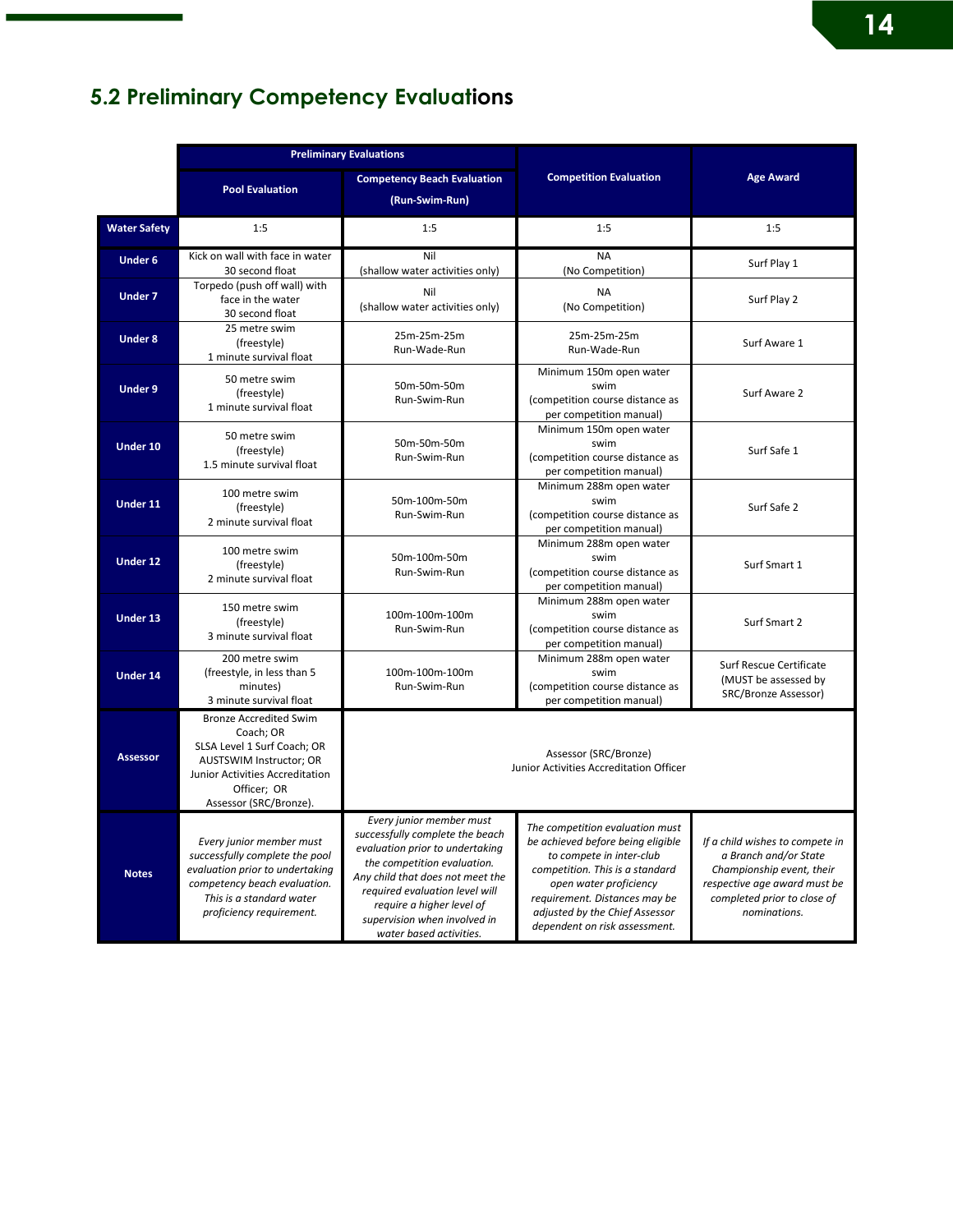## 5.2 Preliminary Competency Evaluations

| | Preliminary Evaluations | | Competition Evaluation | Age Award |
|---|---|---|---|---|
| | Pool Evaluation | Competency Beach Evaluation (Run-Swim-Run) | | |
| **Water Safety** | 1:5 | 1:5 | 1:5 | 1:5 |
| **Under 6** | Kick on wall with face in water<br>30 second float | Nil<br>(shallow water activities only) | NA<br>(No Competition) | Surf Play 1 |
| **Under 7** | Torpedo (push off wall) with face in the water<br>30 second float | Nil<br>(shallow water activities only) | NA<br>(No Competition) | Surf Play 2 |
| **Under 8** | 25 metre swim<br>(freestyle)<br>1 minute survival float | 25m-25m-25m<br>Run-Wade-Run | 25m-25m-25m<br>Run-Wade-Run | Surf Aware 1 |
| **Under 9** | 50 metre swim<br>(freestyle)<br>1 minute survival float | 50m-50m-50m<br>Run-Swim-Run | Minimum 150m open water swim<br>(competition course distance as per competition manual) | Surf Aware 2 |
| **Under 10** | 50 metre swim<br>(freestyle)<br>1.5 minute survival float | 50m-50m-50m<br>Run-Swim-Run | Minimum 150m open water swim<br>(competition course distance as per competition manual) | Surf Safe 1 |
| **Under 11** | 100 metre swim<br>(freestyle)<br>2 minute survival float | 50m-100m-50m<br>Run-Swim-Run | Minimum 288m open water swim<br>(competition course distance as per competition manual) | Surf Safe 2 |
| **Under 12** | 100 metre swim<br>(freestyle)<br>2 minute survival float | 50m-100m-50m<br>Run-Swim-Run | Minimum 288m open water swim<br>(competition course distance as per competition manual) | Surf Smart 1 |
| **Under 13** | 150 metre swim<br>(freestyle)<br>3 minute survival float | 100m-100m-100m<br>Run-Swim-Run | Minimum 288m open water swim<br>(competition course distance as per competition manual) | Surf Smart 2 |
| **Under 14** | 200 metre swim<br>(freestyle, in less than 5 minutes)<br>3 minute survival float | 100m-100m-100m<br>Run-Swim-Run | Minimum 288m open water swim<br>(competition course distance as per competition manual) | Surf Rescue Certificate<br>(MUST be assessed by SRC/Bronze Assessor) |
| **Assessor** | Bronze Accredited Swim Coach; OR<br>SLSA Level 1 Surf Coach; OR<br>AUSTSWIM Instructor; OR<br>Junior Activities Accreditation Officer; OR<br>Assessor (SRC/Bronze). | Assessor (SRC/Bronze)<br>Junior Activities Accreditation Officer | | |
| **Notes** | *Every junior member must successfully complete the pool evaluation prior to undertaking competency beach evaluation. This is a standard water proficiency requirement.* | *Every junior member must successfully complete the beach evaluation prior to undertaking the competition evaluation. Any child that does not meet the required evaluation level will require a higher level of supervision when involved in water based activities.* | *The competition evaluation must be achieved before being eligible to compete in inter-club competition. This is a standard open water proficiency requirement. Distances may be adjusted by the Chief Assessor dependent on risk assessment.* | *If a child wishes to compete in a Branch and/or State Championship event, their respective age award must be completed prior to close of nominations.* |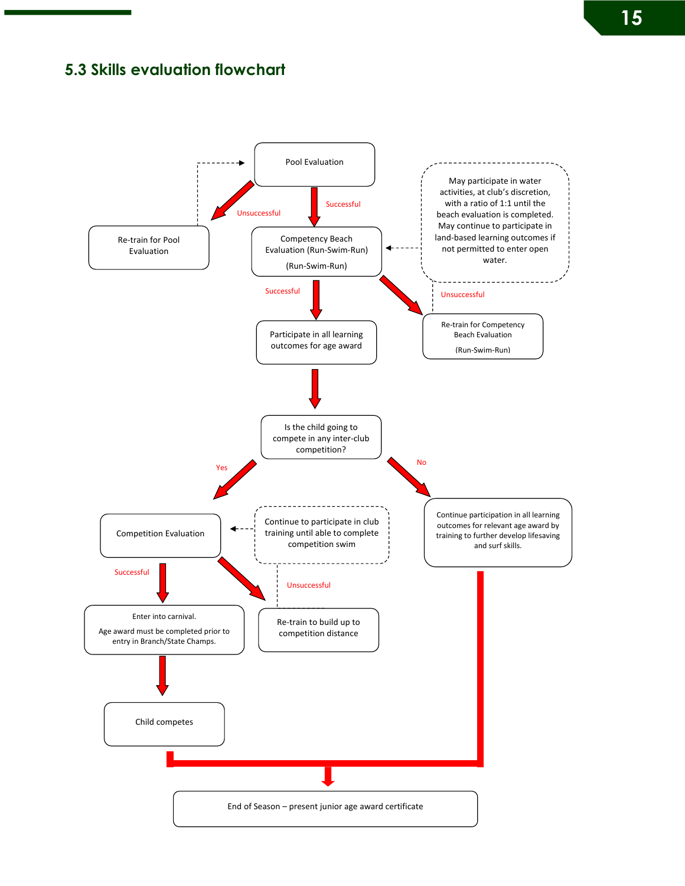## 5.3 Skills evaluation flowchart

Pool Evaluation

Unsuccessful

Re-train for Pool Evaluation

Successful

Competency Beach Evaluation (Run-Swim-Run)

(Run-Swim-Run)

May participate in water activities, at club's discretion, with a ratio of 1:1 until the beach evaluation is completed. May continue to participate in land-based learning outcomes if not permitted to enter open water.

Unsuccessful

Re-train for Competency Beach Evaluation

(Run-Swim-Run)

Successful

Participate in all learning outcomes for age award

Is the child going to compete in any inter-club competition?

Yes

No

Competition Evaluation

Continue to participate in club training until able to complete competition swim

Continue participation in all learning outcomes for relevant age award by training to further develop lifesaving and surf skills.

Successful

Unsuccessful

Enter into carnival.

Age award must be completed prior to entry in Branch/State Champs.

Re-train to build up to competition distance

Child competes

End of Season – present junior age award certificate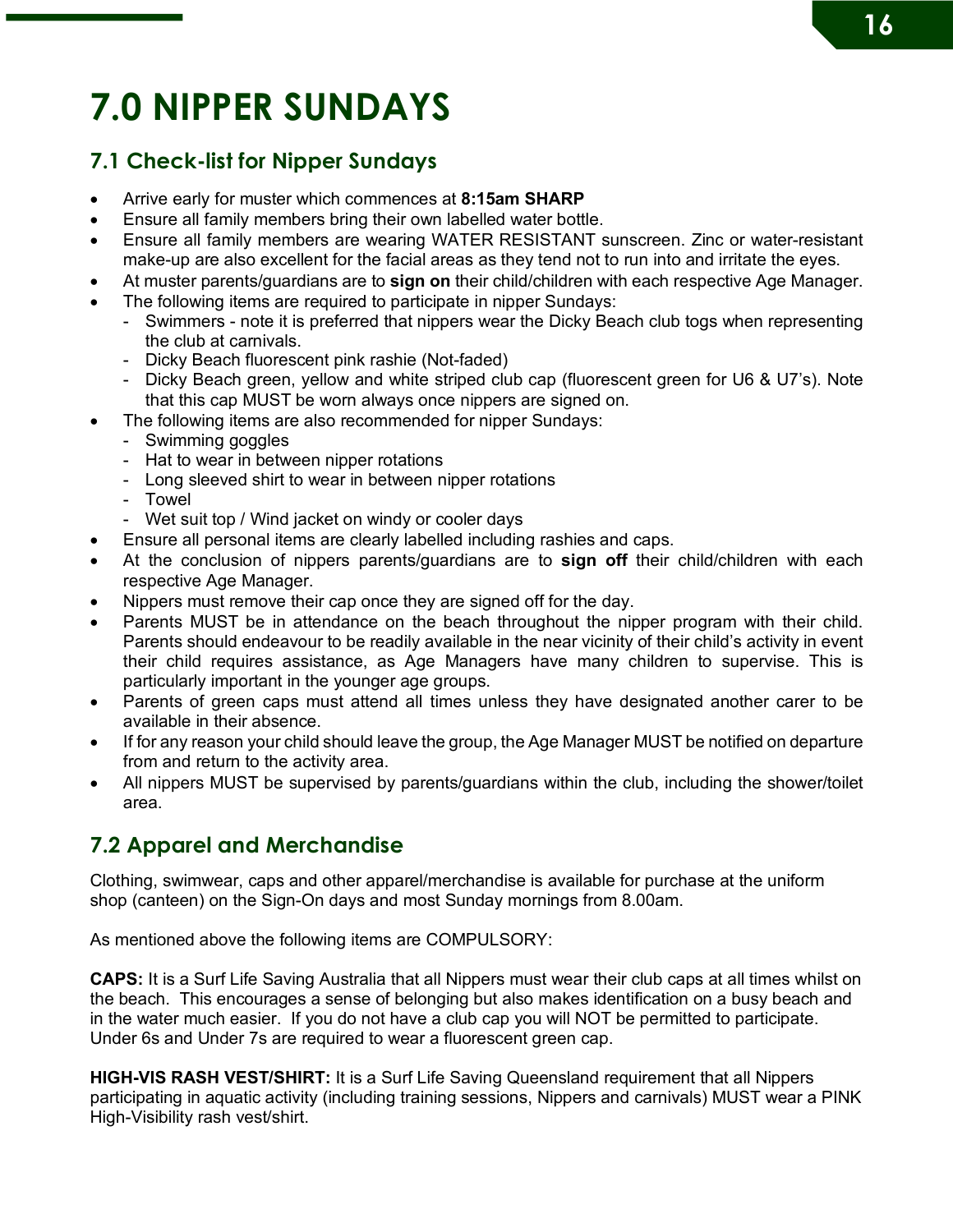# 7.0 NIPPER SUNDAYS

## 7.1 Check-list for Nipper Sundays

- Arrive early for muster which commences at **8:15am SHARP**
- Ensure all family members bring their own labelled water bottle.
- Ensure all family members are wearing WATER RESISTANT sunscreen. Zinc or water-resistant make-up are also excellent for the facial areas as they tend not to run into and irritate the eyes.
- At muster parents/guardians are to **sign on** their child/children with each respective Age Manager.
- The following items are required to participate in nipper Sundays:
  - Swimmers - note it is preferred that nippers wear the Dicky Beach club togs when representing the club at carnivals.
  - Dicky Beach fluorescent pink rashie (Not-faded)
  - Dicky Beach green, yellow and white striped club cap (fluorescent green for U6 & U7's). Note that this cap MUST be worn always once nippers are signed on.
- The following items are also recommended for nipper Sundays:
  - Swimming goggles
  - Hat to wear in between nipper rotations
  - Long sleeved shirt to wear in between nipper rotations
  - Towel
  - Wet suit top / Wind jacket on windy or cooler days
- Ensure all personal items are clearly labelled including rashies and caps.
- At the conclusion of nippers parents/guardians are to **sign off** their child/children with each respective Age Manager.
- Nippers must remove their cap once they are signed off for the day.
- Parents MUST be in attendance on the beach throughout the nipper program with their child. Parents should endeavour to be readily available in the near vicinity of their child's activity in event their child requires assistance, as Age Managers have many children to supervise. This is particularly important in the younger age groups.
- Parents of green caps must attend all times unless they have designated another carer to be available in their absence.
- If for any reason your child should leave the group, the Age Manager MUST be notified on departure from and return to the activity area.
- All nippers MUST be supervised by parents/guardians within the club, including the shower/toilet area.

## 7.2 Apparel and Merchandise

Clothing, swimwear, caps and other apparel/merchandise is available for purchase at the uniform shop (canteen) on the Sign-On days and most Sunday mornings from 8.00am.

As mentioned above the following items are COMPULSORY:

**CAPS:** It is a Surf Life Saving Australia that all Nippers must wear their club caps at all times whilst on the beach. This encourages a sense of belonging but also makes identification on a busy beach and in the water much easier. If you do not have a club cap you will NOT be permitted to participate. Under 6s and Under 7s are required to wear a fluorescent green cap.

**HIGH-VIS RASH VEST/SHIRT:** It is a Surf Life Saving Queensland requirement that all Nippers participating in aquatic activity (including training sessions, Nippers and carnivals) MUST wear a PINK High-Visibility rash vest/shirt.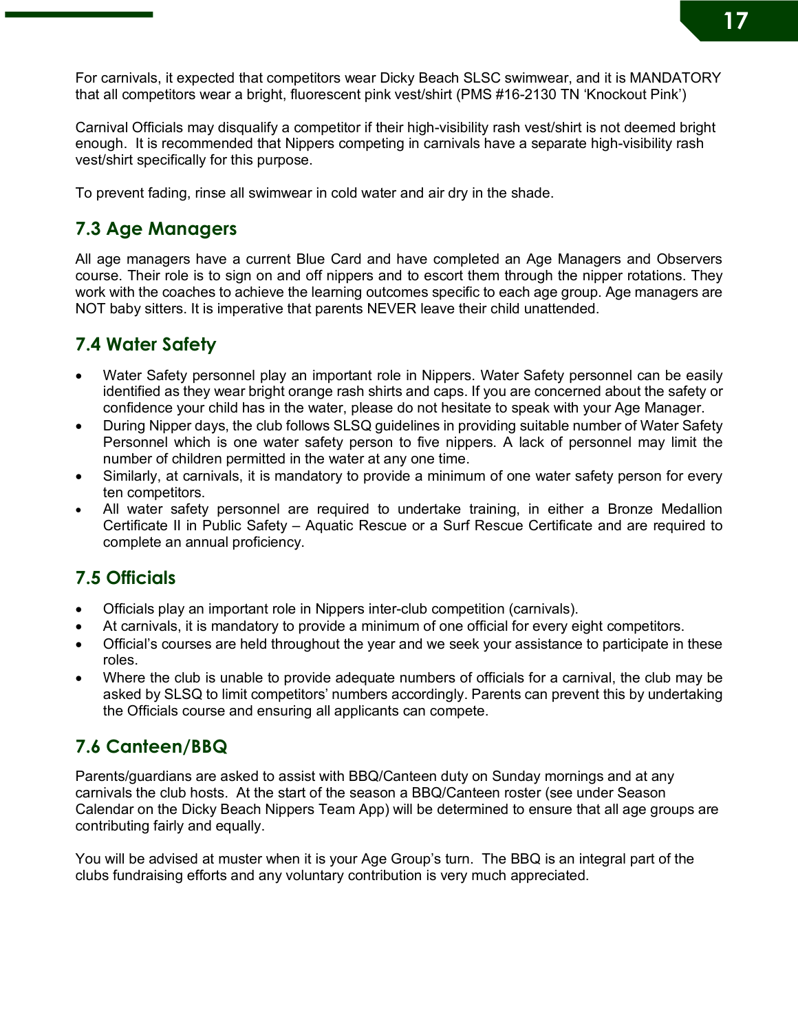For carnivals, it expected that competitors wear Dicky Beach SLSC swimwear, and it is MANDATORY that all competitors wear a bright, fluorescent pink vest/shirt (PMS #16-2130 TN 'Knockout Pink')

Carnival Officials may disqualify a competitor if their high-visibility rash vest/shirt is not deemed bright enough. It is recommended that Nippers competing in carnivals have a separate high-visibility rash vest/shirt specifically for this purpose.

To prevent fading, rinse all swimwear in cold water and air dry in the shade.

## 7.3 Age Managers

All age managers have a current Blue Card and have completed an Age Managers and Observers course. Their role is to sign on and off nippers and to escort them through the nipper rotations. They work with the coaches to achieve the learning outcomes specific to each age group. Age managers are NOT baby sitters. It is imperative that parents NEVER leave their child unattended.

## 7.4 Water Safety

- Water Safety personnel play an important role in Nippers. Water Safety personnel can be easily identified as they wear bright orange rash shirts and caps. If you are concerned about the safety or confidence your child has in the water, please do not hesitate to speak with your Age Manager.
- During Nipper days, the club follows SLSQ guidelines in providing suitable number of Water Safety Personnel which is one water safety person to five nippers. A lack of personnel may limit the number of children permitted in the water at any one time.
- Similarly, at carnivals, it is mandatory to provide a minimum of one water safety person for every ten competitors.
- All water safety personnel are required to undertake training, in either a Bronze Medallion Certificate II in Public Safety – Aquatic Rescue or a Surf Rescue Certificate and are required to complete an annual proficiency.

## 7.5 Officials

- Officials play an important role in Nippers inter-club competition (carnivals).
- At carnivals, it is mandatory to provide a minimum of one official for every eight competitors.
- Official's courses are held throughout the year and we seek your assistance to participate in these roles.
- Where the club is unable to provide adequate numbers of officials for a carnival, the club may be asked by SLSQ to limit competitors' numbers accordingly. Parents can prevent this by undertaking the Officials course and ensuring all applicants can compete.

## 7.6 Canteen/BBQ

Parents/guardians are asked to assist with BBQ/Canteen duty on Sunday mornings and at any carnivals the club hosts. At the start of the season a BBQ/Canteen roster (see under Season Calendar on the Dicky Beach Nippers Team App) will be determined to ensure that all age groups are contributing fairly and equally.

You will be advised at muster when it is your Age Group's turn. The BBQ is an integral part of the clubs fundraising efforts and any voluntary contribution is very much appreciated.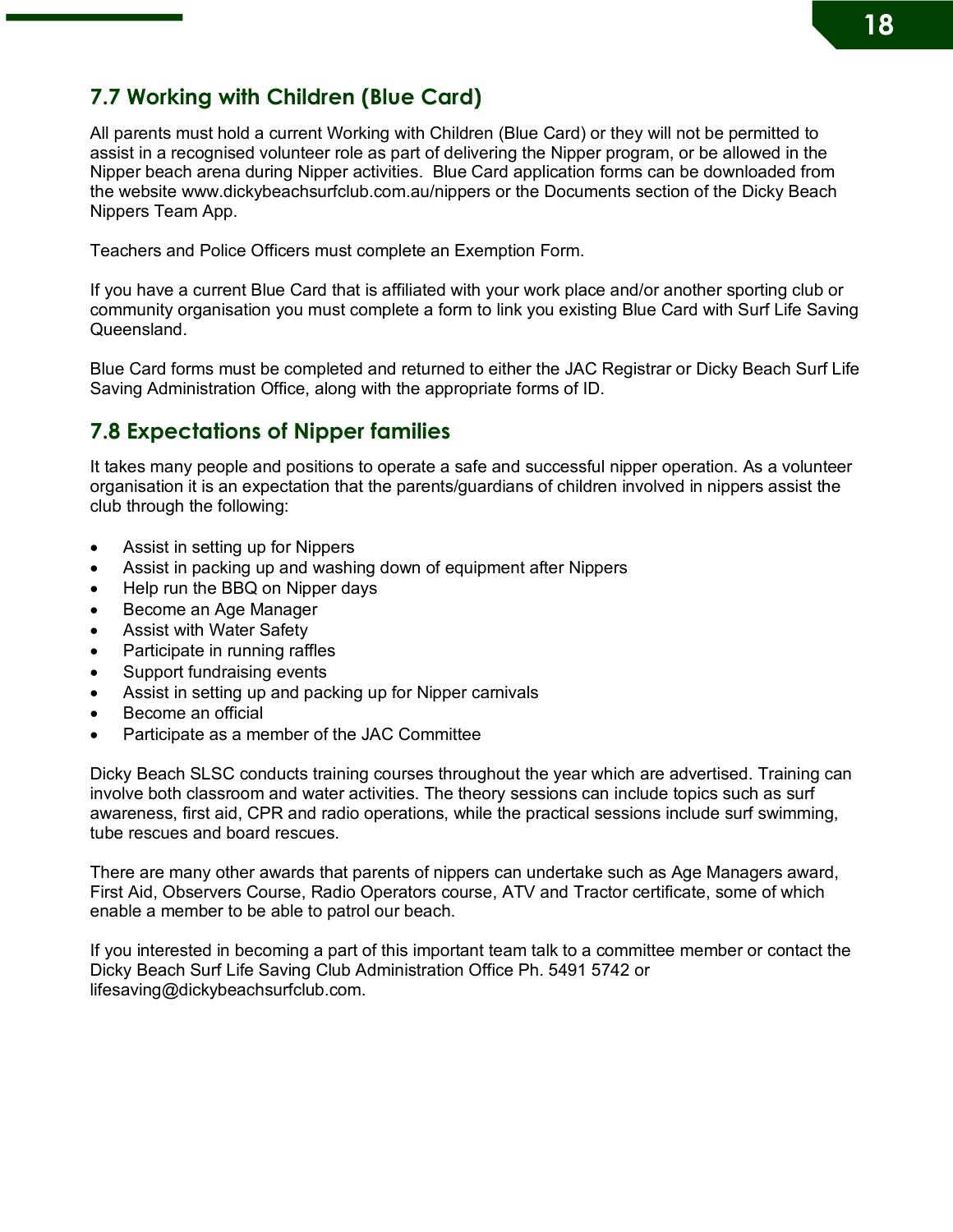## 7.7 Working with Children (Blue Card)

All parents must hold a current Working with Children (Blue Card) or they will not be permitted to assist in a recognised volunteer role as part of delivering the Nipper program, or be allowed in the Nipper beach arena during Nipper activities.  Blue Card application forms can be downloaded from the website www.dickybeachsurfclub.com.au/nippers or the Documents section of the Dicky Beach Nippers Team App.

Teachers and Police Officers must complete an Exemption Form.

If you have a current Blue Card that is affiliated with your work place and/or another sporting club or community organisation you must complete a form to link you existing Blue Card with Surf Life Saving Queensland.

Blue Card forms must be completed and returned to either the JAC Registrar or Dicky Beach Surf Life Saving Administration Office, along with the appropriate forms of ID.

## 7.8 Expectations of Nipper families

It takes many people and positions to operate a safe and successful nipper operation. As a volunteer organisation it is an expectation that the parents/guardians of children involved in nippers assist the club through the following:

- Assist in setting up for Nippers
- Assist in packing up and washing down of equipment after Nippers
- Help run the BBQ on Nipper days
- Become an Age Manager
- Assist with Water Safety
- Participate in running raffles
- Support fundraising events
- Assist in setting up and packing up for Nipper carnivals
- Become an official
- Participate as a member of the JAC Committee

Dicky Beach SLSC conducts training courses throughout the year which are advertised. Training can involve both classroom and water activities. The theory sessions can include topics such as surf awareness, first aid, CPR and radio operations, while the practical sessions include surf swimming, tube rescues and board rescues.

There are many other awards that parents of nippers can undertake such as Age Managers award, First Aid, Observers Course, Radio Operators course, ATV and Tractor certificate, some of which enable a member to be able to patrol our beach.

If you interested in becoming a part of this important team talk to a committee member or contact the Dicky Beach Surf Life Saving Club Administration Office Ph. 5491 5742 or lifesaving@dickybeachsurfclub.com.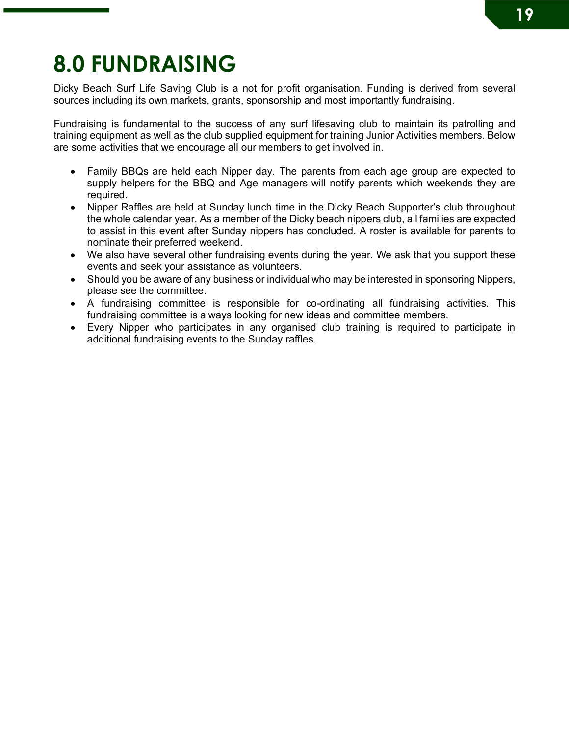# 8.0 FUNDRAISING

Dicky Beach Surf Life Saving Club is a not for profit organisation. Funding is derived from several sources including its own markets, grants, sponsorship and most importantly fundraising.

Fundraising is fundamental to the success of any surf lifesaving club to maintain its patrolling and training equipment as well as the club supplied equipment for training Junior Activities members. Below are some activities that we encourage all our members to get involved in.

- Family BBQs are held each Nipper day. The parents from each age group are expected to supply helpers for the BBQ and Age managers will notify parents which weekends they are required.
- Nipper Raffles are held at Sunday lunch time in the Dicky Beach Supporter's club throughout the whole calendar year. As a member of the Dicky beach nippers club, all families are expected to assist in this event after Sunday nippers has concluded. A roster is available for parents to nominate their preferred weekend.
- We also have several other fundraising events during the year. We ask that you support these events and seek your assistance as volunteers.
- Should you be aware of any business or individual who may be interested in sponsoring Nippers, please see the committee.
- A fundraising committee is responsible for co-ordinating all fundraising activities. This fundraising committee is always looking for new ideas and committee members.
- Every Nipper who participates in any organised club training is required to participate in additional fundraising events to the Sunday raffles.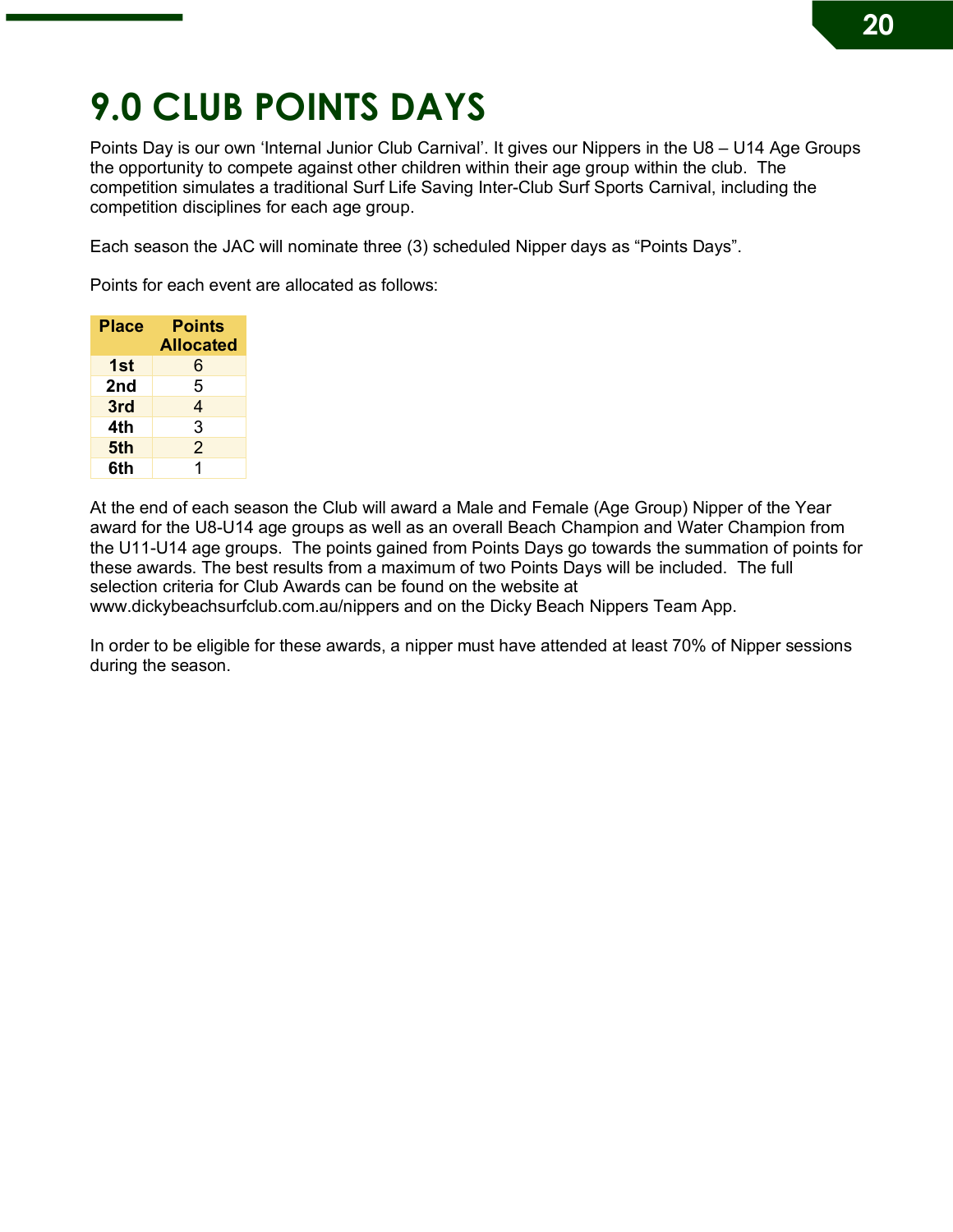# 9.0 CLUB POINTS DAYS

Points Day is our own 'Internal Junior Club Carnival'. It gives our Nippers in the U8 – U14 Age Groups the opportunity to compete against other children within their age group within the club. The competition simulates a traditional Surf Life Saving Inter-Club Surf Sports Carnival, including the competition disciplines for each age group.

Each season the JAC will nominate three (3) scheduled Nipper days as "Points Days".

Points for each event are allocated as follows:

| Place | Points Allocated |
|---|---|
| 1st | 6 |
| 2nd | 5 |
| 3rd | 4 |
| 4th | 3 |
| 5th | 2 |
| 6th | 1 |

At the end of each season the Club will award a Male and Female (Age Group) Nipper of the Year award for the U8-U14 age groups as well as an overall Beach Champion and Water Champion from the U11-U14 age groups. The points gained from Points Days go towards the summation of points for these awards. The best results from a maximum of two Points Days will be included. The full selection criteria for Club Awards can be found on the website at www.dickybeachsurfclub.com.au/nippers and on the Dicky Beach Nippers Team App.

In order to be eligible for these awards, a nipper must have attended at least 70% of Nipper sessions during the season.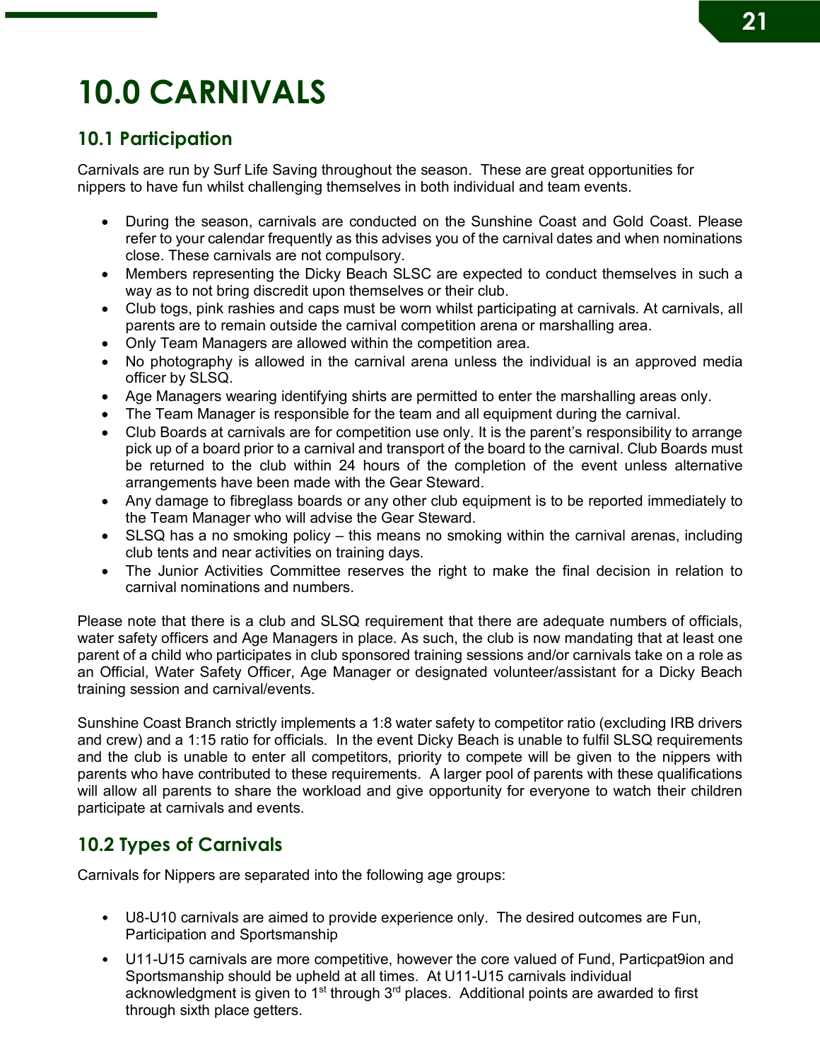# 10.0 CARNIVALS

## 10.1 Participation

Carnivals are run by Surf Life Saving throughout the season. These are great opportunities for nippers to have fun whilst challenging themselves in both individual and team events.

- During the season, carnivals are conducted on the Sunshine Coast and Gold Coast. Please refer to your calendar frequently as this advises you of the carnival dates and when nominations close. These carnivals are not compulsory.
- Members representing the Dicky Beach SLSC are expected to conduct themselves in such a way as to not bring discredit upon themselves or their club.
- Club togs, pink rashies and caps must be worn whilst participating at carnivals. At carnivals, all parents are to remain outside the carnival competition arena or marshalling area.
- Only Team Managers are allowed within the competition area.
- No photography is allowed in the carnival arena unless the individual is an approved media officer by SLSQ.
- Age Managers wearing identifying shirts are permitted to enter the marshalling areas only.
- The Team Manager is responsible for the team and all equipment during the carnival.
- Club Boards at carnivals are for competition use only. It is the parent's responsibility to arrange pick up of a board prior to a carnival and transport of the board to the carnival. Club Boards must be returned to the club within 24 hours of the completion of the event unless alternative arrangements have been made with the Gear Steward.
- Any damage to fibreglass boards or any other club equipment is to be reported immediately to the Team Manager who will advise the Gear Steward.
- SLSQ has a no smoking policy – this means no smoking within the carnival arenas, including club tents and near activities on training days.
- The Junior Activities Committee reserves the right to make the final decision in relation to carnival nominations and numbers.

Please note that there is a club and SLSQ requirement that there are adequate numbers of officials, water safety officers and Age Managers in place. As such, the club is now mandating that at least one parent of a child who participates in club sponsored training sessions and/or carnivals take on a role as an Official, Water Safety Officer, Age Manager or designated volunteer/assistant for a Dicky Beach training session and carnival/events.

Sunshine Coast Branch strictly implements a 1:8 water safety to competitor ratio (excluding IRB drivers and crew) and a 1:15 ratio for officials. In the event Dicky Beach is unable to fulfil SLSQ requirements and the club is unable to enter all competitors, priority to compete will be given to the nippers with parents who have contributed to these requirements. A larger pool of parents with these qualifications will allow all parents to share the workload and give opportunity for everyone to watch their children participate at carnivals and events.

## 10.2 Types of Carnivals

Carnivals for Nippers are separated into the following age groups:

- U8-U10 carnivals are aimed to provide experience only. The desired outcomes are Fun, Participation and Sportsmanship
- U11-U15 carnivals are more competitive, however the core valued of Fund, Particpat9ion and Sportsmanship should be upheld at all times. At U11-U15 carnivals individual acknowledgment is given to 1st through 3rd places. Additional points are awarded to first through sixth place getters.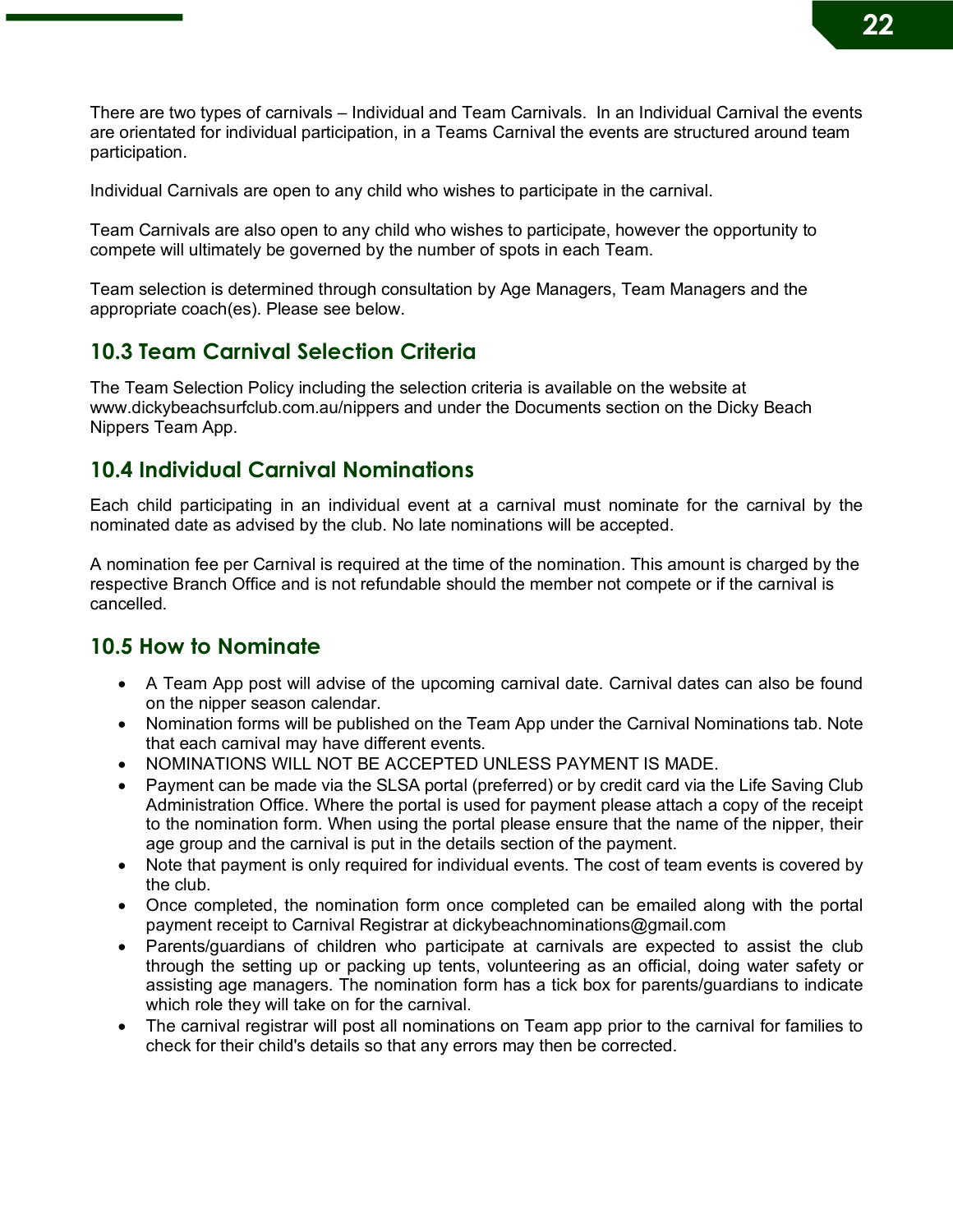There are two types of carnivals – Individual and Team Carnivals. In an Individual Carnival the events are orientated for individual participation, in a Teams Carnival the events are structured around team participation.

Individual Carnivals are open to any child who wishes to participate in the carnival.

Team Carnivals are also open to any child who wishes to participate, however the opportunity to compete will ultimately be governed by the number of spots in each Team.

Team selection is determined through consultation by Age Managers, Team Managers and the appropriate coach(es). Please see below.

## 10.3 Team Carnival Selection Criteria

The Team Selection Policy including the selection criteria is available on the website at www.dickybeachsurfclub.com.au/nippers and under the Documents section on the Dicky Beach Nippers Team App.

## 10.4 Individual Carnival Nominations

Each child participating in an individual event at a carnival must nominate for the carnival by the nominated date as advised by the club. No late nominations will be accepted.

A nomination fee per Carnival is required at the time of the nomination. This amount is charged by the respective Branch Office and is not refundable should the member not compete or if the carnival is cancelled.

## 10.5 How to Nominate

- A Team App post will advise of the upcoming carnival date. Carnival dates can also be found on the nipper season calendar.
- Nomination forms will be published on the Team App under the Carnival Nominations tab. Note that each carnival may have different events.
- NOMINATIONS WILL NOT BE ACCEPTED UNLESS PAYMENT IS MADE.
- Payment can be made via the SLSA portal (preferred) or by credit card via the Life Saving Club Administration Office. Where the portal is used for payment please attach a copy of the receipt to the nomination form. When using the portal please ensure that the name of the nipper, their age group and the carnival is put in the details section of the payment.
- Note that payment is only required for individual events. The cost of team events is covered by the club.
- Once completed, the nomination form once completed can be emailed along with the portal payment receipt to Carnival Registrar at dickybeachnominations@gmail.com
- Parents/guardians of children who participate at carnivals are expected to assist the club through the setting up or packing up tents, volunteering as an official, doing water safety or assisting age managers. The nomination form has a tick box for parents/guardians to indicate which role they will take on for the carnival.
- The carnival registrar will post all nominations on Team app prior to the carnival for families to check for their child's details so that any errors may then be corrected.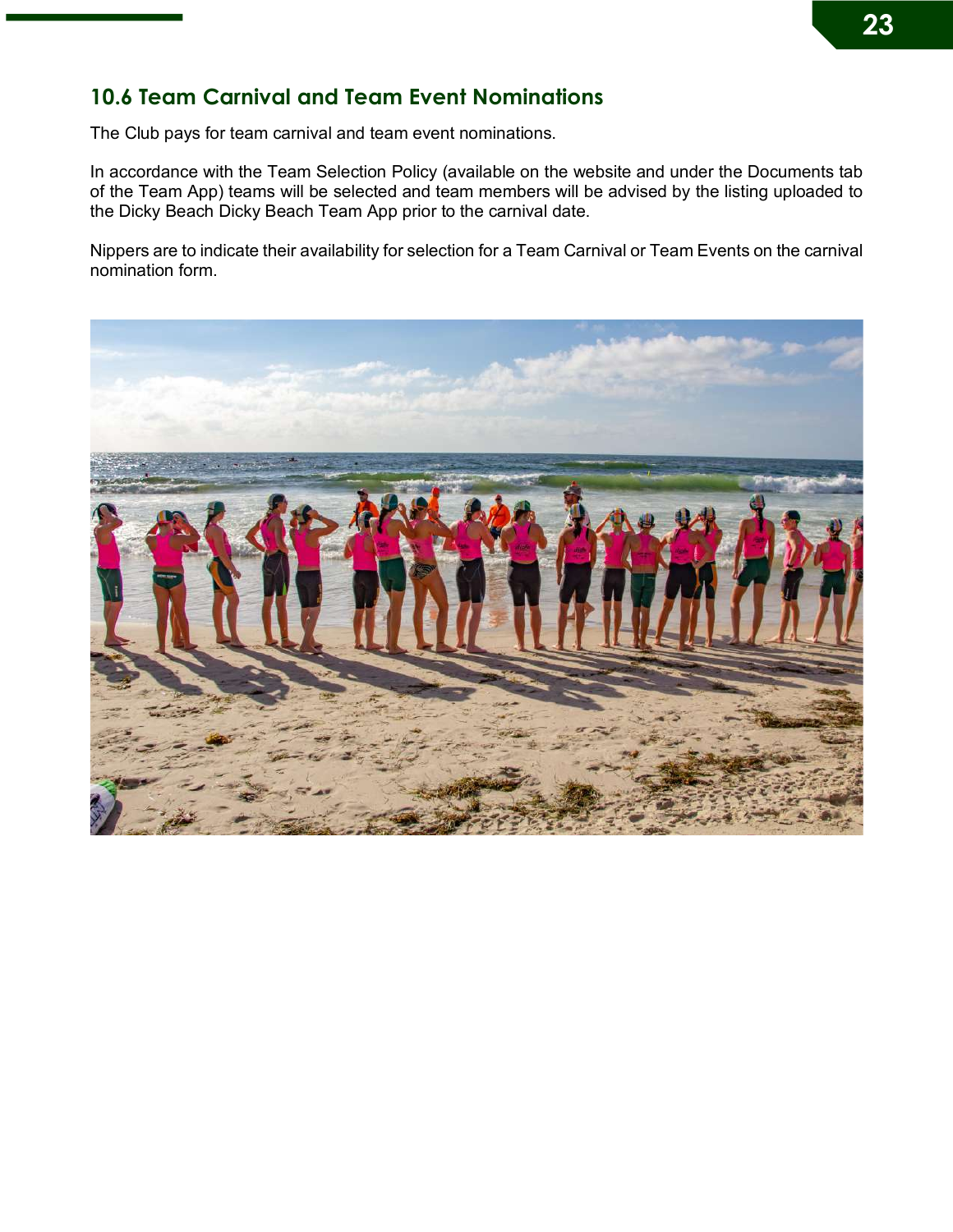## 10.6 Team Carnival and Team Event Nominations

The Club pays for team carnival and team event nominations.

In accordance with the Team Selection Policy (available on the website and under the Documents tab of the Team App) teams will be selected and team members will be advised by the listing uploaded to the Dicky Beach Dicky Beach Team App prior to the carnival date.

Nippers are to indicate their availability for selection for a Team Carnival or Team Events on the carnival nomination form.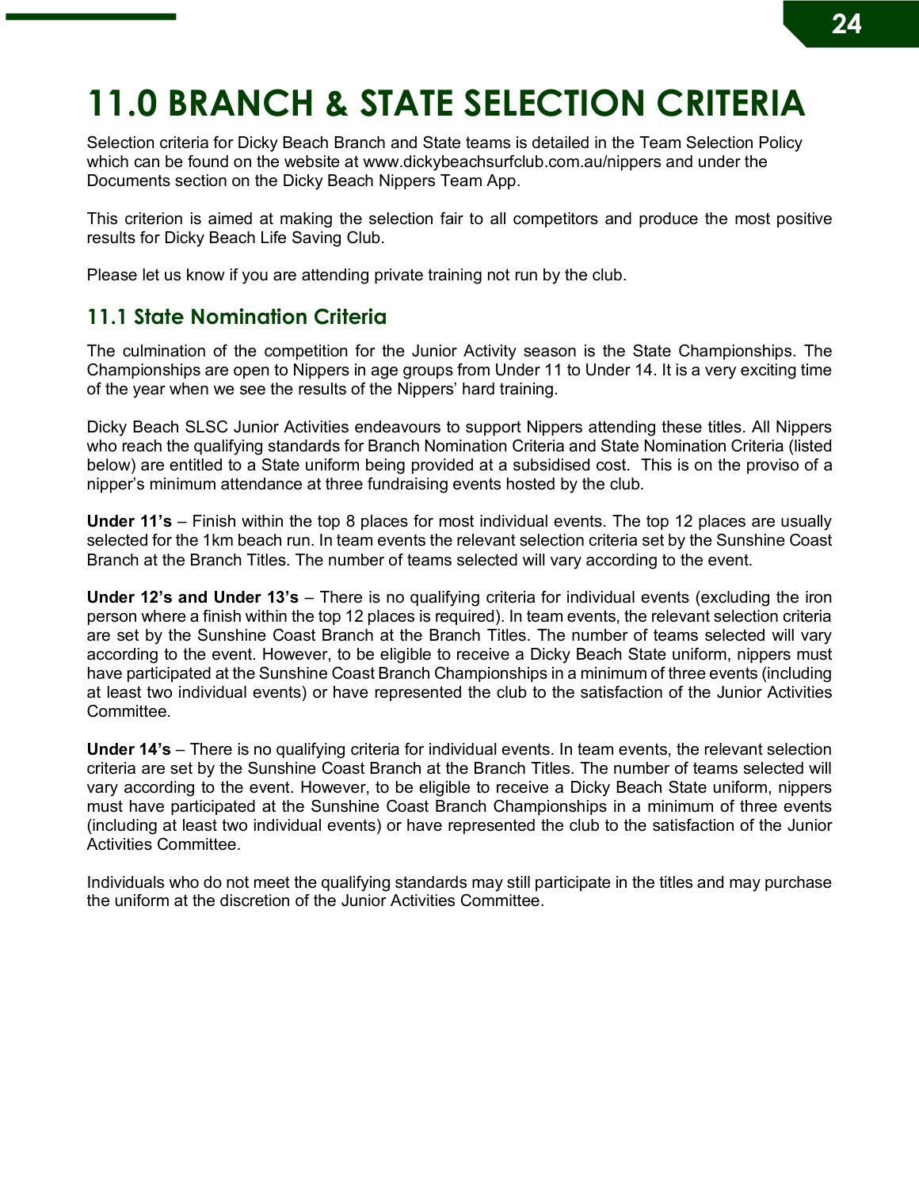# 11.0 BRANCH & STATE SELECTION CRITERIA

Selection criteria for Dicky Beach Branch and State teams is detailed in the Team Selection Policy which can be found on the website at www.dickybeachsurfclub.com.au/nippers and under the Documents section on the Dicky Beach Nippers Team App.

This criterion is aimed at making the selection fair to all competitors and produce the most positive results for Dicky Beach Life Saving Club.

Please let us know if you are attending private training not run by the club.

## 11.1 State Nomination Criteria

The culmination of the competition for the Junior Activity season is the State Championships. The Championships are open to Nippers in age groups from Under 11 to Under 14. It is a very exciting time of the year when we see the results of the Nippers' hard training.

Dicky Beach SLSC Junior Activities endeavours to support Nippers attending these titles. All Nippers who reach the qualifying standards for Branch Nomination Criteria and State Nomination Criteria (listed below) are entitled to a State uniform being provided at a subsidised cost. This is on the proviso of a nipper's minimum attendance at three fundraising events hosted by the club.

**Under 11's** – Finish within the top 8 places for most individual events. The top 12 places are usually selected for the 1km beach run. In team events the relevant selection criteria set by the Sunshine Coast Branch at the Branch Titles. The number of teams selected will vary according to the event.

**Under 12's and Under 13's** – There is no qualifying criteria for individual events (excluding the iron person where a finish within the top 12 places is required). In team events, the relevant selection criteria are set by the Sunshine Coast Branch at the Branch Titles. The number of teams selected will vary according to the event. However, to be eligible to receive a Dicky Beach State uniform, nippers must have participated at the Sunshine Coast Branch Championships in a minimum of three events (including at least two individual events) or have represented the club to the satisfaction of the Junior Activities Committee.

**Under 14's** – There is no qualifying criteria for individual events. In team events, the relevant selection criteria are set by the Sunshine Coast Branch at the Branch Titles. The number of teams selected will vary according to the event. However, to be eligible to receive a Dicky Beach State uniform, nippers must have participated at the Sunshine Coast Branch Championships in a minimum of three events (including at least two individual events) or have represented the club to the satisfaction of the Junior Activities Committee.

Individuals who do not meet the qualifying standards may still participate in the titles and may purchase the uniform at the discretion of the Junior Activities Committee.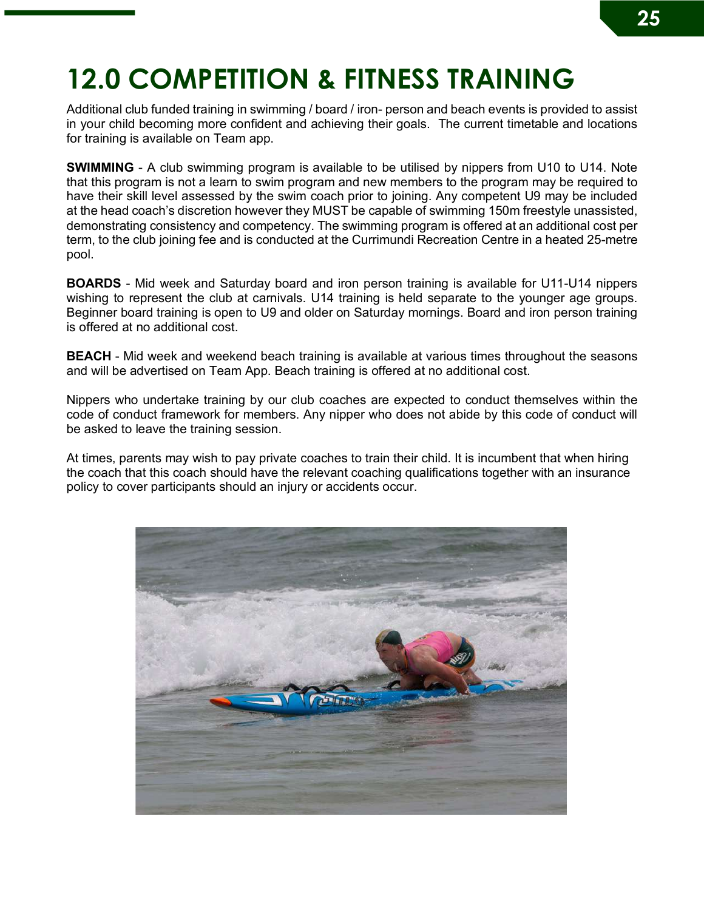# 12.0 COMPETITION & FITNESS TRAINING

Additional club funded training in swimming / board / iron- person and beach events is provided to assist in your child becoming more confident and achieving their goals. The current timetable and locations for training is available on Team app.

**SWIMMING** - A club swimming program is available to be utilised by nippers from U10 to U14. Note that this program is not a learn to swim program and new members to the program may be required to have their skill level assessed by the swim coach prior to joining. Any competent U9 may be included at the head coach's discretion however they MUST be capable of swimming 150m freestyle unassisted, demonstrating consistency and competency. The swimming program is offered at an additional cost per term, to the club joining fee and is conducted at the Currimundi Recreation Centre in a heated 25-metre pool.

**BOARDS** - Mid week and Saturday board and iron person training is available for U11-U14 nippers wishing to represent the club at carnivals. U14 training is held separate to the younger age groups. Beginner board training is open to U9 and older on Saturday mornings. Board and iron person training is offered at no additional cost.

**BEACH** - Mid week and weekend beach training is available at various times throughout the seasons and will be advertised on Team App. Beach training is offered at no additional cost.

Nippers who undertake training by our club coaches are expected to conduct themselves within the code of conduct framework for members. Any nipper who does not abide by this code of conduct will be asked to leave the training session.

At times, parents may wish to pay private coaches to train their child. It is incumbent that when hiring the coach that this coach should have the relevant coaching qualifications together with an insurance policy to cover participants should an injury or accidents occur.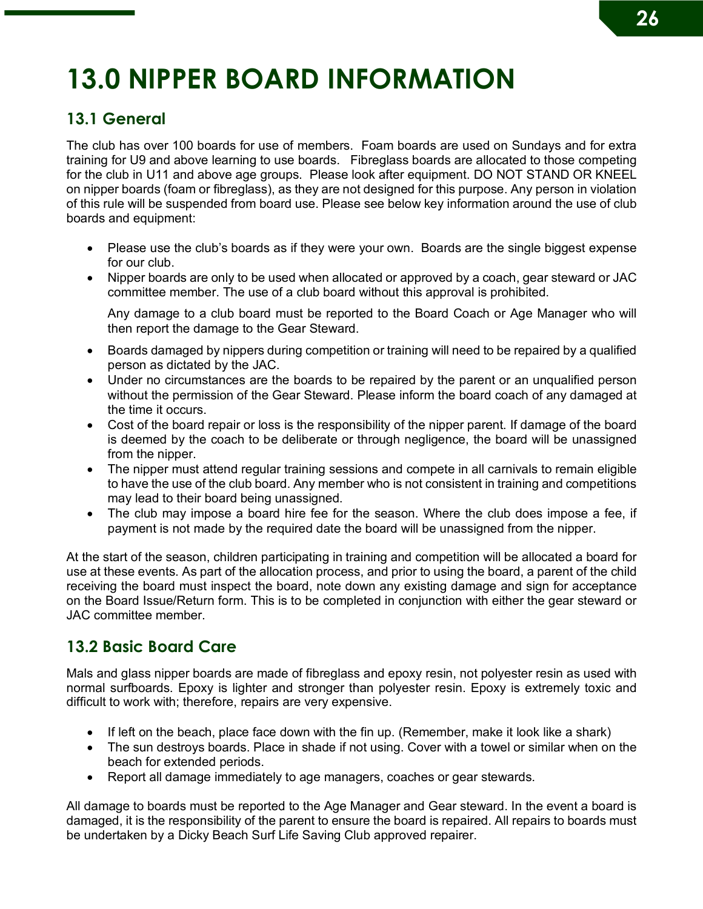# 13.0 NIPPER BOARD INFORMATION

## 13.1 General

The club has over 100 boards for use of members. Foam boards are used on Sundays and for extra training for U9 and above learning to use boards. Fibreglass boards are allocated to those competing for the club in U11 and above age groups. Please look after equipment. DO NOT STAND OR KNEEL on nipper boards (foam or fibreglass), as they are not designed for this purpose. Any person in violation of this rule will be suspended from board use. Please see below key information around the use of club boards and equipment:

- Please use the club's boards as if they were your own. Boards are the single biggest expense for our club.
- Nipper boards are only to be used when allocated or approved by a coach, gear steward or JAC committee member. The use of a club board without this approval is prohibited.

  Any damage to a club board must be reported to the Board Coach or Age Manager who will then report the damage to the Gear Steward.

- Boards damaged by nippers during competition or training will need to be repaired by a qualified person as dictated by the JAC.
- Under no circumstances are the boards to be repaired by the parent or an unqualified person without the permission of the Gear Steward. Please inform the board coach of any damaged at the time it occurs.
- Cost of the board repair or loss is the responsibility of the nipper parent. If damage of the board is deemed by the coach to be deliberate or through negligence, the board will be unassigned from the nipper.
- The nipper must attend regular training sessions and compete in all carnivals to remain eligible to have the use of the club board. Any member who is not consistent in training and competitions may lead to their board being unassigned.
- The club may impose a board hire fee for the season. Where the club does impose a fee, if payment is not made by the required date the board will be unassigned from the nipper.

At the start of the season, children participating in training and competition will be allocated a board for use at these events. As part of the allocation process, and prior to using the board, a parent of the child receiving the board must inspect the board, note down any existing damage and sign for acceptance on the Board Issue/Return form. This is to be completed in conjunction with either the gear steward or JAC committee member.

## 13.2 Basic Board Care

Mals and glass nipper boards are made of fibreglass and epoxy resin, not polyester resin as used with normal surfboards. Epoxy is lighter and stronger than polyester resin. Epoxy is extremely toxic and difficult to work with; therefore, repairs are very expensive.

- If left on the beach, place face down with the fin up. (Remember, make it look like a shark)
- The sun destroys boards. Place in shade if not using. Cover with a towel or similar when on the beach for extended periods.
- Report all damage immediately to age managers, coaches or gear stewards.

All damage to boards must be reported to the Age Manager and Gear steward. In the event a board is damaged, it is the responsibility of the parent to ensure the board is repaired. All repairs to boards must be undertaken by a Dicky Beach Surf Life Saving Club approved repairer.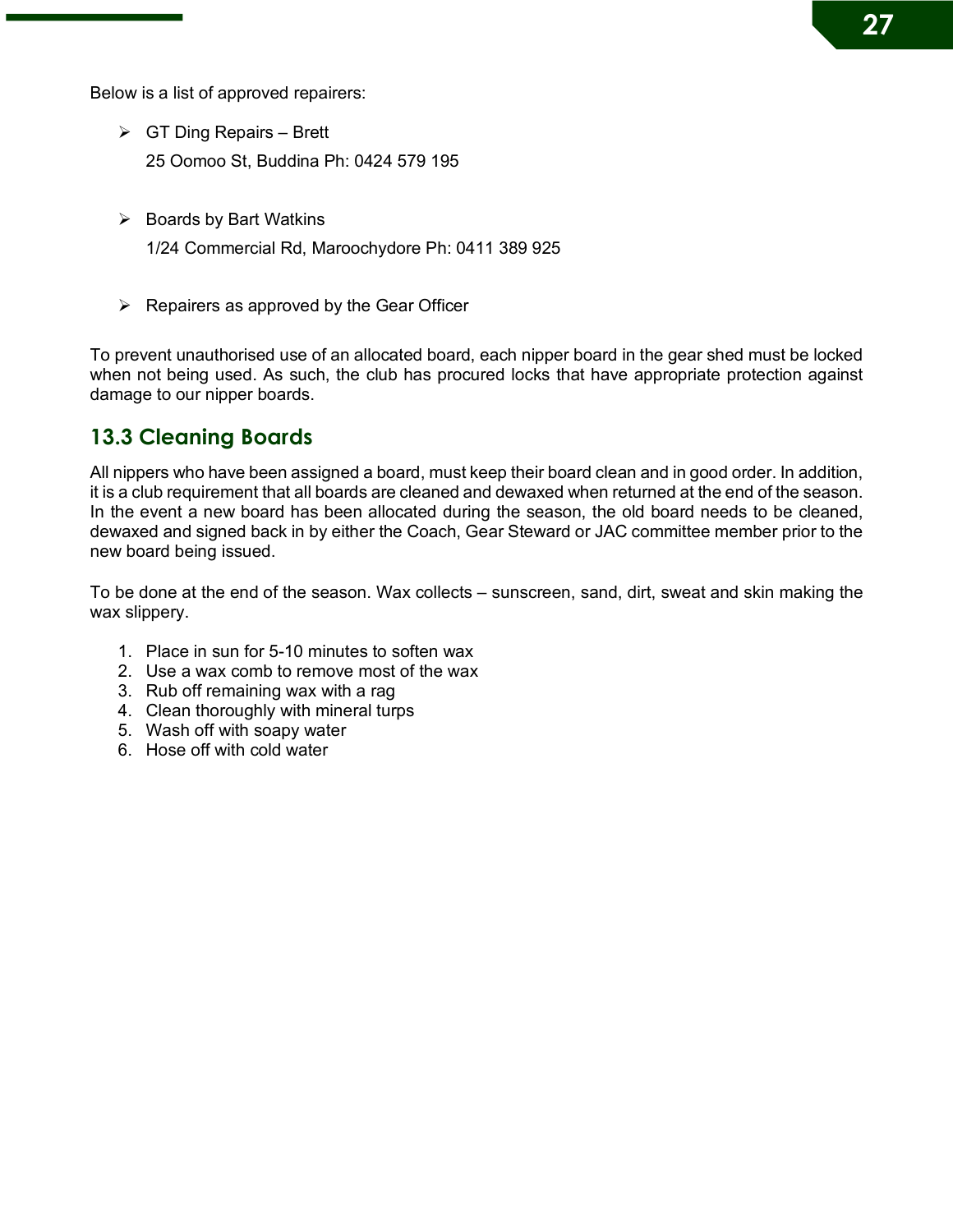Below is a list of approved repairers:

- GT Ding Repairs – Brett
  25 Oomoo St, Buddina Ph: 0424 579 195

- Boards by Bart Watkins
  1/24 Commercial Rd, Maroochydore Ph: 0411 389 925

- Repairers as approved by the Gear Officer

To prevent unauthorised use of an allocated board, each nipper board in the gear shed must be locked when not being used. As such, the club has procured locks that have appropriate protection against damage to our nipper boards.

## 13.3 Cleaning Boards

All nippers who have been assigned a board, must keep their board clean and in good order. In addition, it is a club requirement that all boards are cleaned and dewaxed when returned at the end of the season. In the event a new board has been allocated during the season, the old board needs to be cleaned, dewaxed and signed back in by either the Coach, Gear Steward or JAC committee member prior to the new board being issued.

To be done at the end of the season. Wax collects – sunscreen, sand, dirt, sweat and skin making the wax slippery.

1. Place in sun for 5-10 minutes to soften wax
2. Use a wax comb to remove most of the wax
3. Rub off remaining wax with a rag
4. Clean thoroughly with mineral turps
5. Wash off with soapy water
6. Hose off with cold water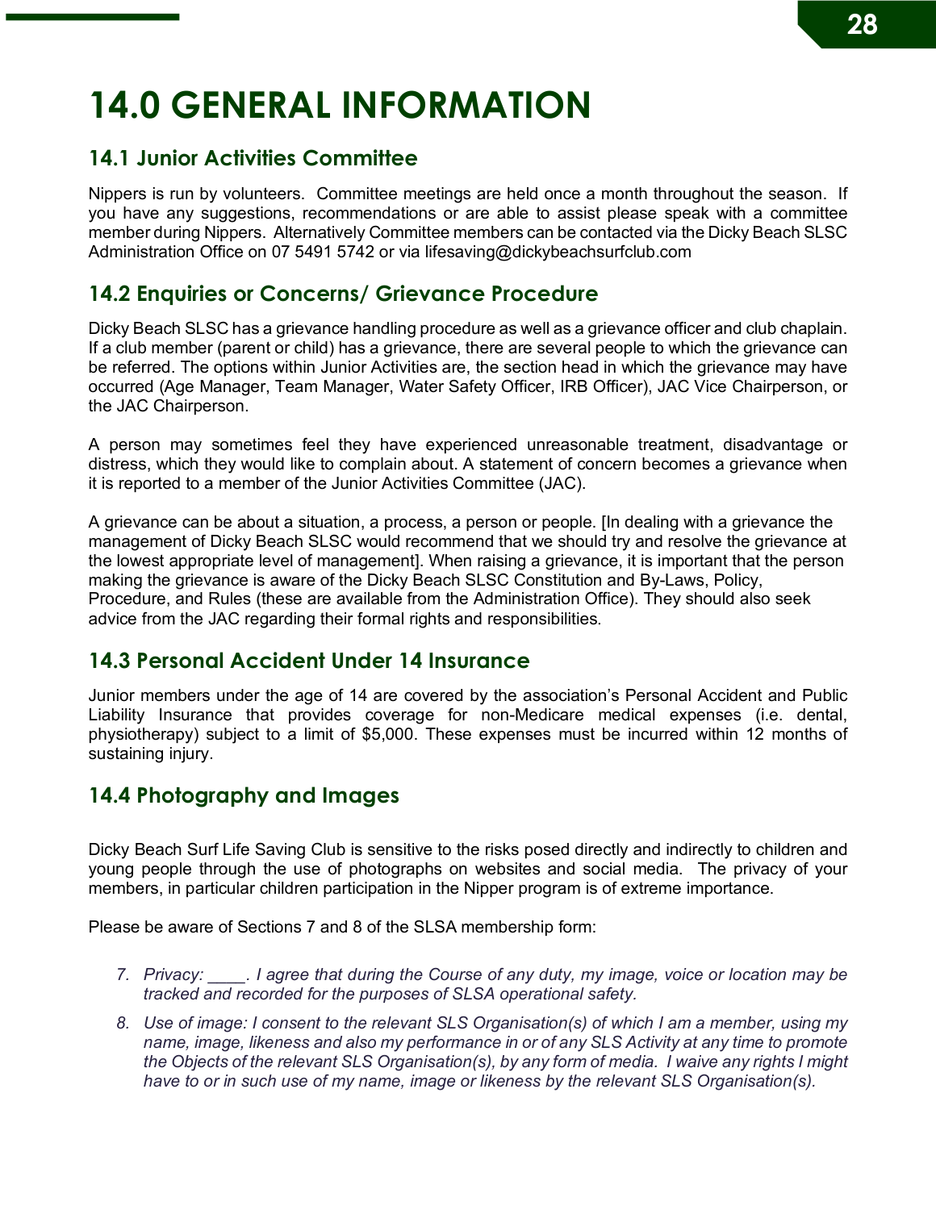# 14.0 GENERAL INFORMATION

## 14.1 Junior Activities Committee

Nippers is run by volunteers. Committee meetings are held once a month throughout the season. If you have any suggestions, recommendations or are able to assist please speak with a committee member during Nippers. Alternatively Committee members can be contacted via the Dicky Beach SLSC Administration Office on 07 5491 5742 or via lifesaving@dickybeachsurfclub.com

## 14.2 Enquiries or Concerns/ Grievance Procedure

Dicky Beach SLSC has a grievance handling procedure as well as a grievance officer and club chaplain. If a club member (parent or child) has a grievance, there are several people to which the grievance can be referred. The options within Junior Activities are, the section head in which the grievance may have occurred (Age Manager, Team Manager, Water Safety Officer, IRB Officer), JAC Vice Chairperson, or the JAC Chairperson.

A person may sometimes feel they have experienced unreasonable treatment, disadvantage or distress, which they would like to complain about. A statement of concern becomes a grievance when it is reported to a member of the Junior Activities Committee (JAC).

A grievance can be about a situation, a process, a person or people. [In dealing with a grievance the management of Dicky Beach SLSC would recommend that we should try and resolve the grievance at the lowest appropriate level of management]. When raising a grievance, it is important that the person making the grievance is aware of the Dicky Beach SLSC Constitution and By-Laws, Policy, Procedure, and Rules (these are available from the Administration Office). They should also seek advice from the JAC regarding their formal rights and responsibilities.

## 14.3 Personal Accident Under 14 Insurance

Junior members under the age of 14 are covered by the association's Personal Accident and Public Liability Insurance that provides coverage for non-Medicare medical expenses (i.e. dental, physiotherapy) subject to a limit of $5,000. These expenses must be incurred within 12 months of sustaining injury.

## 14.4 Photography and Images

Dicky Beach Surf Life Saving Club is sensitive to the risks posed directly and indirectly to children and young people through the use of photographs on websites and social media. The privacy of your members, in particular children participation in the Nipper program is of extreme importance.

Please be aware of Sections 7 and 8 of the SLSA membership form:

7. *Privacy: ____. I agree that during the Course of any duty, my image, voice or location may be tracked and recorded for the purposes of SLSA operational safety.*
8. *Use of image: I consent to the relevant SLS Organisation(s) of which I am a member, using my name, image, likeness and also my performance in or of any SLS Activity at any time to promote the Objects of the relevant SLS Organisation(s), by any form of media. I waive any rights I might have to or in such use of my name, image or likeness by the relevant SLS Organisation(s).*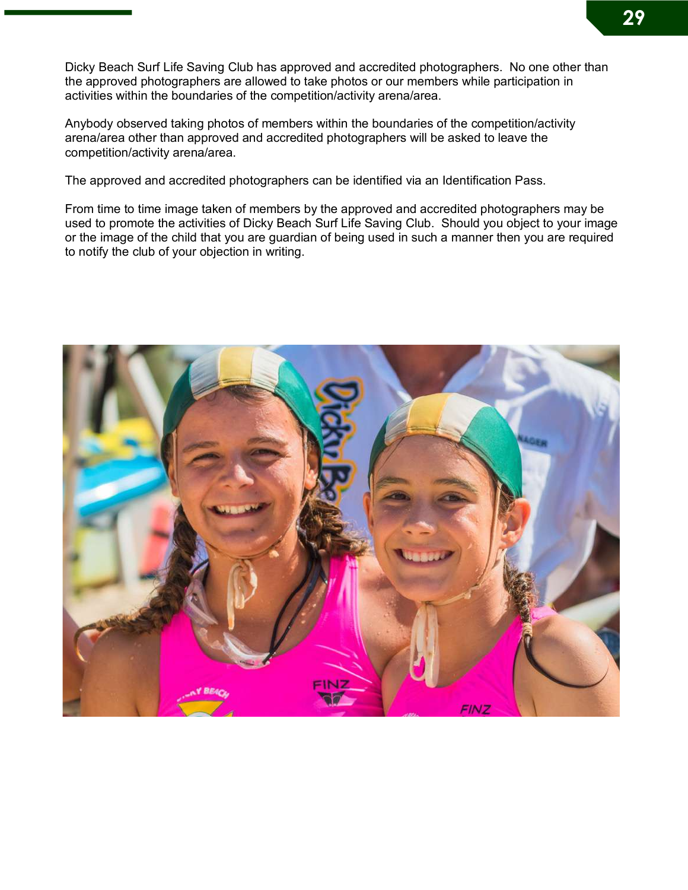Dicky Beach Surf Life Saving Club has approved and accredited photographers. No one other than the approved photographers are allowed to take photos or our members while participation in activities within the boundaries of the competition/activity arena/area.

Anybody observed taking photos of members within the boundaries of the competition/activity arena/area other than approved and accredited photographers will be asked to leave the competition/activity arena/area.

The approved and accredited photographers can be identified via an Identification Pass.

From time to time image taken of members by the approved and accredited photographers may be used to promote the activities of Dicky Beach Surf Life Saving Club. Should you object to your image or the image of the child that you are guardian of being used in such a manner then you are required to notify the club of your objection in writing.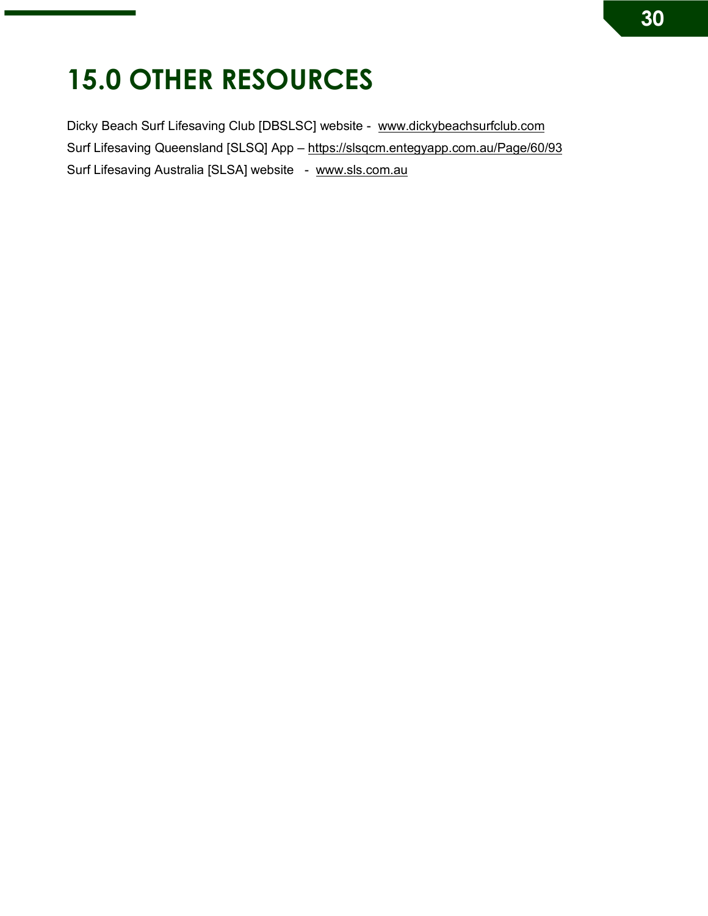# 15.0 OTHER RESOURCES

Dicky Beach Surf Lifesaving Club [DBSLSC] website - www.dickybeachsurfclub.com

Surf Lifesaving Queensland [SLSQ] App – https://slsqcm.entegyapp.com.au/Page/60/93

Surf Lifesaving Australia [SLSA] website - www.sls.com.au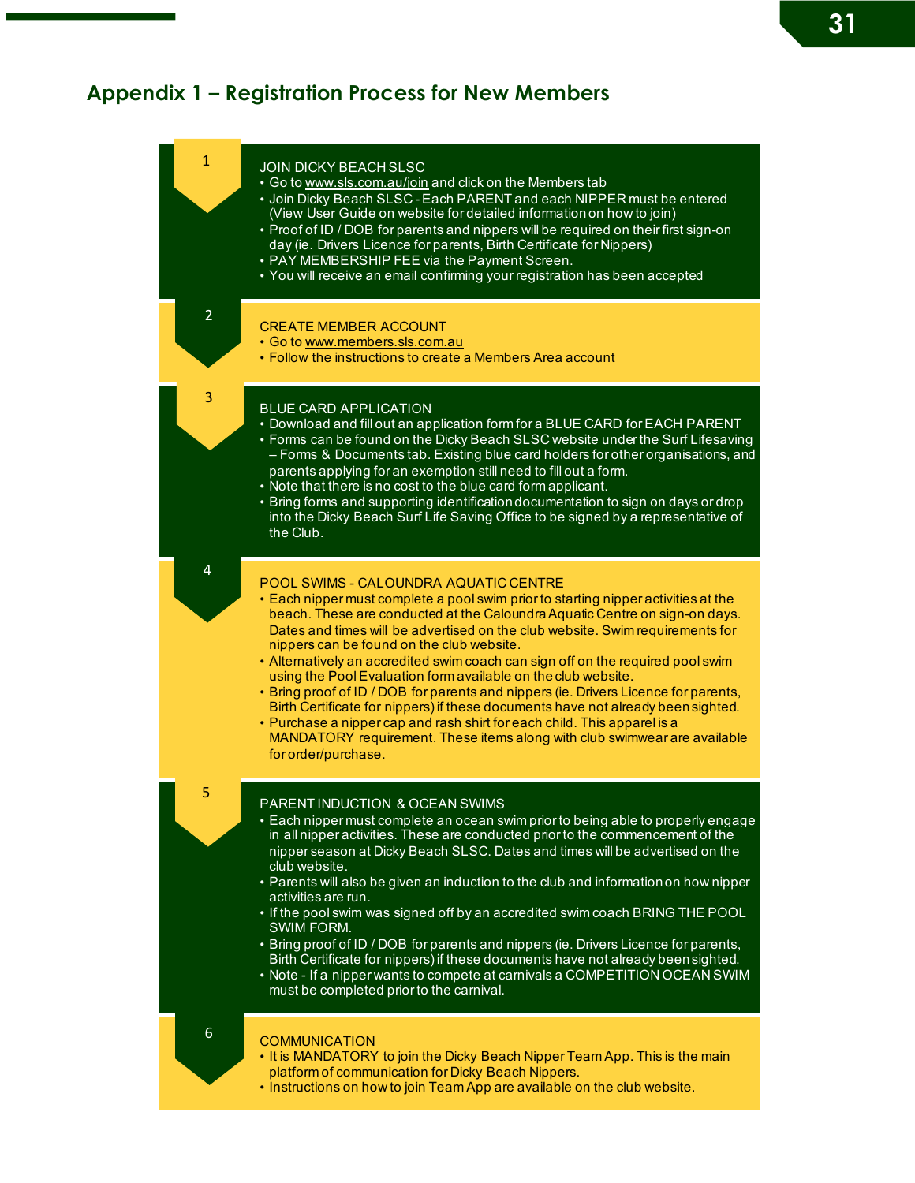## Appendix 1 – Registration Process for New Members

### 1 JOIN DICKY BEACH SLSC

- Go to www.sls.com.au/join and click on the Members tab
- Join Dicky Beach SLSC - Each PARENT and each NIPPER must be entered (View User Guide on website for detailed information on how to join)
- Proof of ID / DOB for parents and nippers will be required on their first sign-on day (ie. Drivers Licence for parents, Birth Certificate for Nippers)
- PAY MEMBERSHIP FEE via the Payment Screen.
- You will receive an email confirming your registration has been accepted

### 2 CREATE MEMBER ACCOUNT

- Go to www.members.sls.com.au
- Follow the instructions to create a Members Area account

### 3 BLUE CARD APPLICATION

- Download and fill out an application form for a BLUE CARD for EACH PARENT
- Forms can be found on the Dicky Beach SLSC website under the Surf Lifesaving – Forms & Documents tab. Existing blue card holders for other organisations, and parents applying for an exemption still need to fill out a form.
- Note that there is no cost to the blue card form applicant.
- Bring forms and supporting identification documentation to sign on days or drop into the Dicky Beach Surf Life Saving Office to be signed by a representative of the Club.

### 4 POOL SWIMS - CALOUNDRA AQUATIC CENTRE

- Each nipper must complete a pool swim prior to starting nipper activities at the beach. These are conducted at the Caloundra Aquatic Centre on sign-on days. Dates and times will be advertised on the club website. Swim requirements for nippers can be found on the club website.
- Alternatively an accredited swim coach can sign off on the required pool swim using the Pool Evaluation form available on the club website.
- Bring proof of ID / DOB for parents and nippers (ie. Drivers Licence for parents, Birth Certificate for nippers) if these documents have not already been sighted.
- Purchase a nipper cap and rash shirt for each child. This apparel is a MANDATORY requirement. These items along with club swimwear are available for order/purchase.

### 5 PARENT INDUCTION & OCEAN SWIMS

- Each nipper must complete an ocean swim prior to being able to properly engage in all nipper activities. These are conducted prior to the commencement of the nipper season at Dicky Beach SLSC. Dates and times will be advertised on the club website.
- Parents will also be given an induction to the club and information on how nipper activities are run.
- If the pool swim was signed off by an accredited swim coach BRING THE POOL SWIM FORM.
- Bring proof of ID / DOB for parents and nippers (ie. Drivers Licence for parents, Birth Certificate for nippers) if these documents have not already been sighted.
- Note - If a nipper wants to compete at carnivals a COMPETITION OCEAN SWIM must be completed prior to the carnival.

### 6 COMMUNICATION

- It is MANDATORY to join the Dicky Beach Nipper Team App. This is the main platform of communication for Dicky Beach Nippers.
- Instructions on how to join Team App are available on the club website.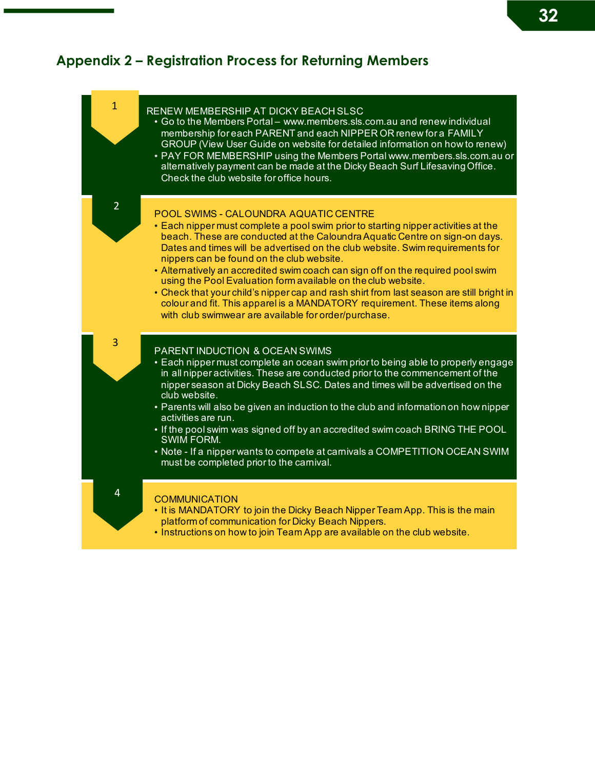## Appendix 2 – Registration Process for Returning Members

### 1 RENEW MEMBERSHIP AT DICKY BEACH SLSC

- Go to the Members Portal – www.members.sls.com.au and renew individual membership for each PARENT and each NIPPER OR renew for a FAMILY GROUP (View User Guide on website for detailed information on how to renew)
- PAY FOR MEMBERSHIP using the Members Portal www.members.sls.com.au or alternatively payment can be made at the Dicky Beach Surf Lifesaving Office. Check the club website for office hours.

### 2 POOL SWIMS - CALOUNDRA AQUATIC CENTRE

- Each nipper must complete a pool swim prior to starting nipper activities at the beach. These are conducted at the Caloundra Aquatic Centre on sign-on days. Dates and times will be advertised on the club website. Swim requirements for nippers can be found on the club website.
- Alternatively an accredited swim coach can sign off on the required pool swim using the Pool Evaluation form available on the club website.
- Check that your child's nipper cap and rash shirt from last season are still bright in colour and fit. This apparel is a MANDATORY requirement. These items along with club swimwear are available for order/purchase.

### 3 PARENT INDUCTION & OCEAN SWIMS

- Each nipper must complete an ocean swim prior to being able to properly engage in all nipper activities. These are conducted prior to the commencement of the nipper season at Dicky Beach SLSC. Dates and times will be advertised on the club website.
- Parents will also be given an induction to the club and information on how nipper activities are run.
- If the pool swim was signed off by an accredited swim coach BRING THE POOL SWIM FORM.
- Note - If a nipper wants to compete at carnivals a COMPETITION OCEAN SWIM must be completed prior to the carnival.

### 4 COMMUNICATION

- It is MANDATORY to join the Dicky Beach Nipper Team App. This is the main platform of communication for Dicky Beach Nippers.
- Instructions on how to join Team App are available on the club website.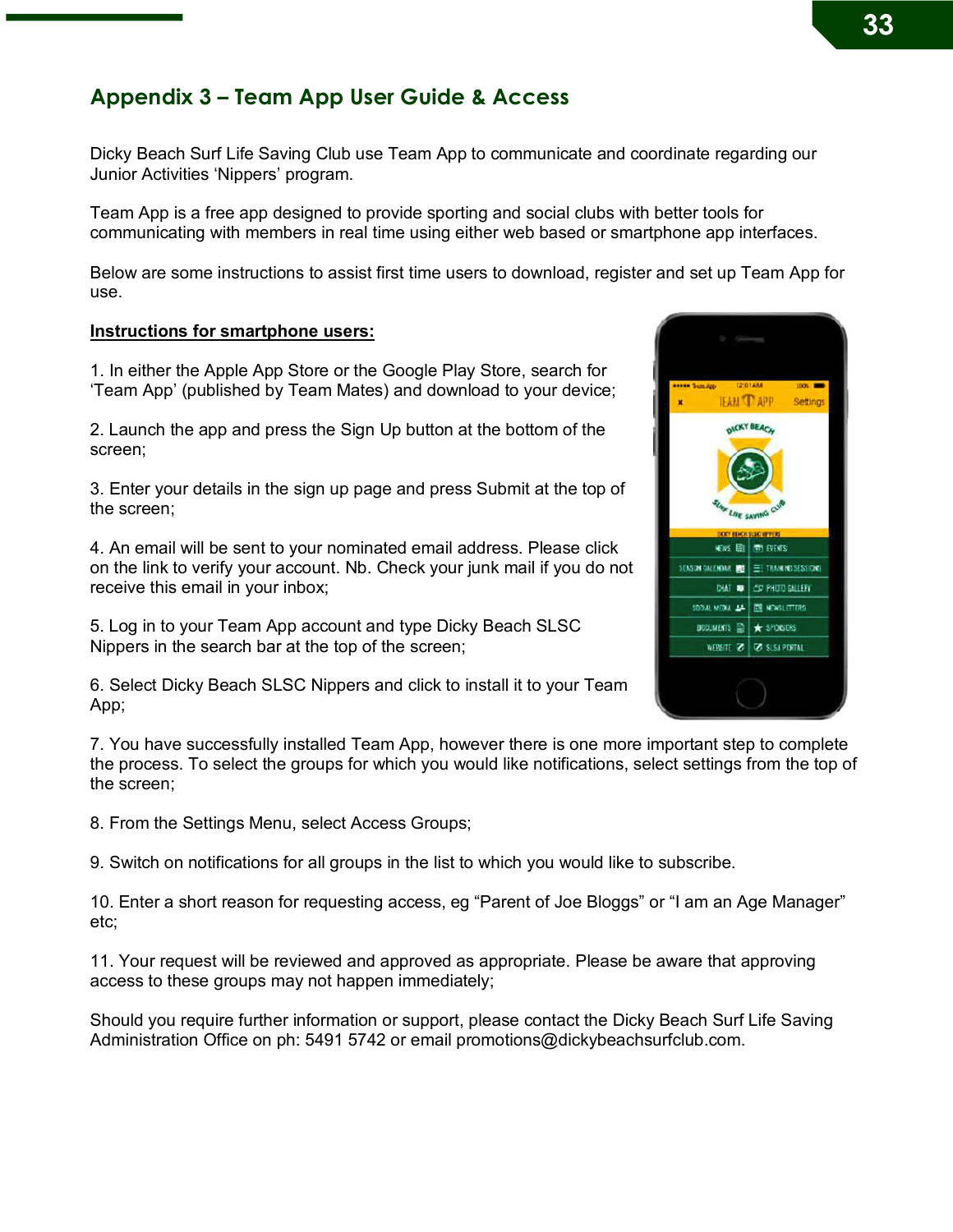## Appendix 3 – Team App User Guide & Access

Dicky Beach Surf Life Saving Club use Team App to communicate and coordinate regarding our Junior Activities 'Nippers' program.

Team App is a free app designed to provide sporting and social clubs with better tools for communicating with members in real time using either web based or smartphone app interfaces.

Below are some instructions to assist first time users to download, register and set up Team App for use.

**Instructions for smartphone users:**

1. In either the Apple App Store or the Google Play Store, search for 'Team App' (published by Team Mates) and download to your device;

2. Launch the app and press the Sign Up button at the bottom of the screen;

3. Enter your details in the sign up page and press Submit at the top of the screen;

4. An email will be sent to your nominated email address. Please click on the link to verify your account. Nb. Check your junk mail if you do not receive this email in your inbox;

5. Log in to your Team App account and type Dicky Beach SLSC Nippers in the search bar at the top of the screen;

6. Select Dicky Beach SLSC Nippers and click to install it to your Team App;

7. You have successfully installed Team App, however there is one more important step to complete the process. To select the groups for which you would like notifications, select settings from the top of the screen;

8. From the Settings Menu, select Access Groups;

9. Switch on notifications for all groups in the list to which you would like to subscribe.

10. Enter a short reason for requesting access, eg "Parent of Joe Bloggs" or "I am an Age Manager" etc;

11. Your request will be reviewed and approved as appropriate. Please be aware that approving access to these groups may not happen immediately;

Should you require further information or support, please contact the Dicky Beach Surf Life Saving Administration Office on ph: 5491 5742 or email promotions@dickybeachsurfclub.com.